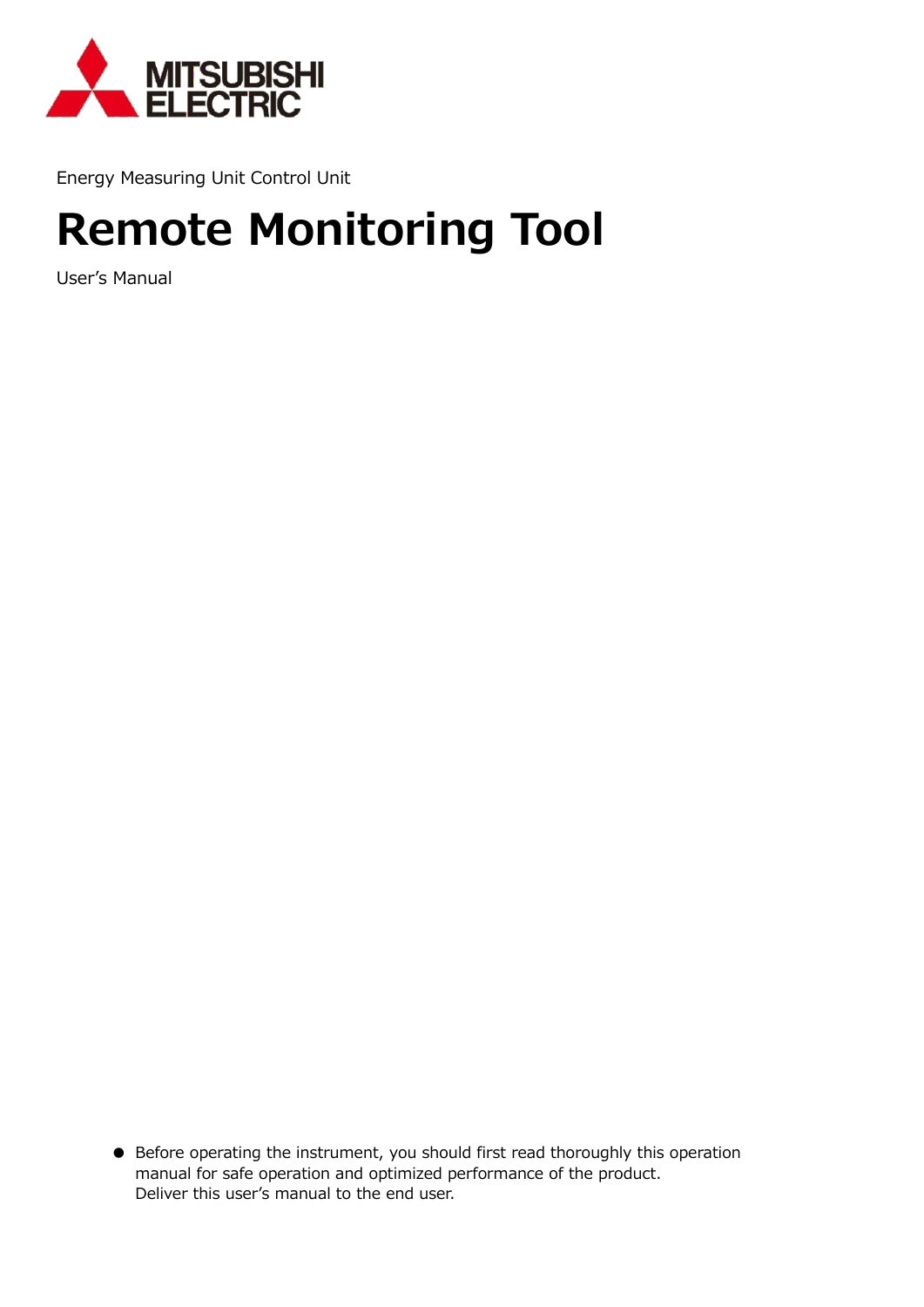MITSUBISHI ELECTRIC

Energy Measuring Unit Control Unit

# Remote Monitoring Tool

User's Manual

- Before operating the instrument, you should first read thoroughly this operation manual for safe operation and optimized performance of the product.  
  Deliver this user's manual to the end user.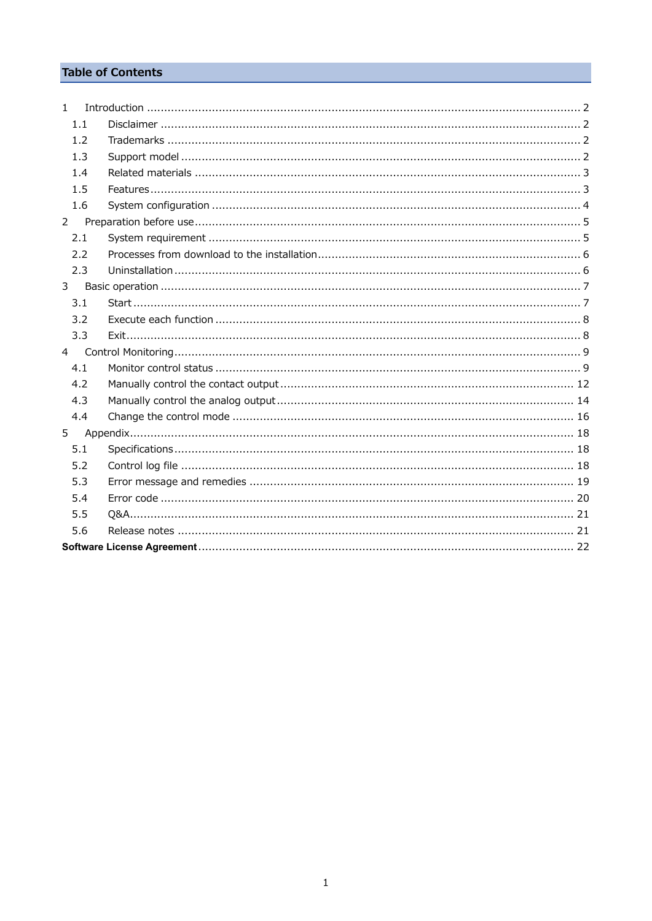## Table of Contents

1 Introduction ........ 2
  1.1 Disclaimer ........ 2
  1.2 Trademarks ........ 2
  1.3 Support model ........ 2
  1.4 Related materials ........ 3
  1.5 Features ........ 3
  1.6 System configuration ........ 4
2 Preparation before use ........ 5
  2.1 System requirement ........ 5
  2.2 Processes from download to the installation ........ 6
  2.3 Uninstallation ........ 6
3 Basic operation ........ 7
  3.1 Start ........ 7
  3.2 Execute each function ........ 8
  3.3 Exit ........ 8
4 Control Monitoring ........ 9
  4.1 Monitor control status ........ 9
  4.2 Manually control the contact output ........ 12
  4.3 Manually control the analog output ........ 14
  4.4 Change the control mode ........ 16
5 Appendix ........ 18
  5.1 Specifications ........ 18
  5.2 Control log file ........ 18
  5.3 Error message and remedies ........ 19
  5.4 Error code ........ 20
  5.5 Q&A ........ 21
  5.6 Release notes ........ 21

**Software License Agreement** ........ 22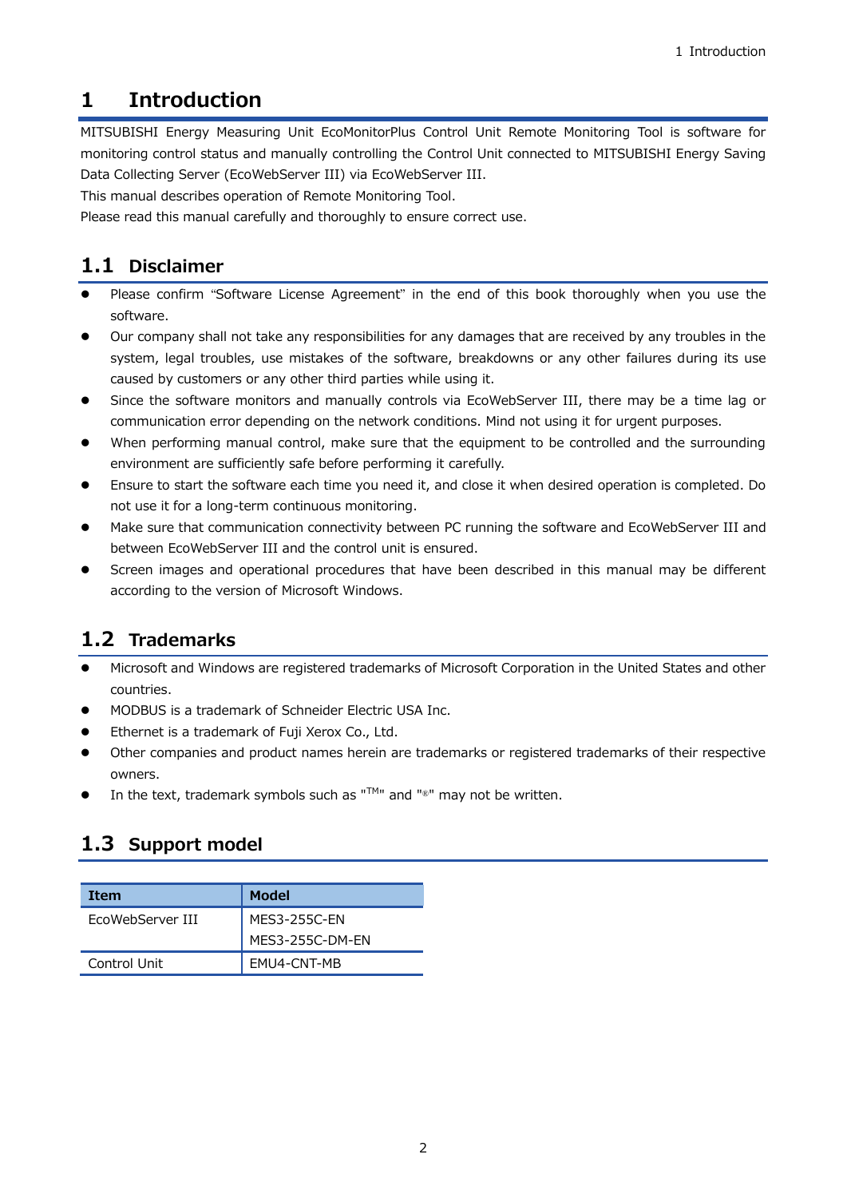# 1 Introduction

MITSUBISHI Energy Measuring Unit EcoMonitorPlus Control Unit Remote Monitoring Tool is software for monitoring control status and manually controlling the Control Unit connected to MITSUBISHI Energy Saving Data Collecting Server (EcoWebServer III) via EcoWebServer III.

This manual describes operation of Remote Monitoring Tool.

Please read this manual carefully and thoroughly to ensure correct use.

## 1.1 Disclaimer

- Please confirm "Software License Agreement" in the end of this book thoroughly when you use the software.
- Our company shall not take any responsibilities for any damages that are received by any troubles in the system, legal troubles, use mistakes of the software, breakdowns or any other failures during its use caused by customers or any other third parties while using it.
- Since the software monitors and manually controls via EcoWebServer III, there may be a time lag or communication error depending on the network conditions. Mind not using it for urgent purposes.
- When performing manual control, make sure that the equipment to be controlled and the surrounding environment are sufficiently safe before performing it carefully.
- Ensure to start the software each time you need it, and close it when desired operation is completed. Do not use it for a long-term continuous monitoring.
- Make sure that communication connectivity between PC running the software and EcoWebServer III and between EcoWebServer III and the control unit is ensured.
- Screen images and operational procedures that have been described in this manual may be different according to the version of Microsoft Windows.

## 1.2 Trademarks

- Microsoft and Windows are registered trademarks of Microsoft Corporation in the United States and other countries.
- MODBUS is a trademark of Schneider Electric USA Inc.
- Ethernet is a trademark of Fuji Xerox Co., Ltd.
- Other companies and product names herein are trademarks or registered trademarks of their respective owners.
- In the text, trademark symbols such as "™" and "®" may not be written.

## 1.3 Support model

| Item | Model |
|---|---|
| EcoWebServer III | MES3-255C-EN<br>MES3-255C-DM-EN |
| Control Unit | EMU4-CNT-MB |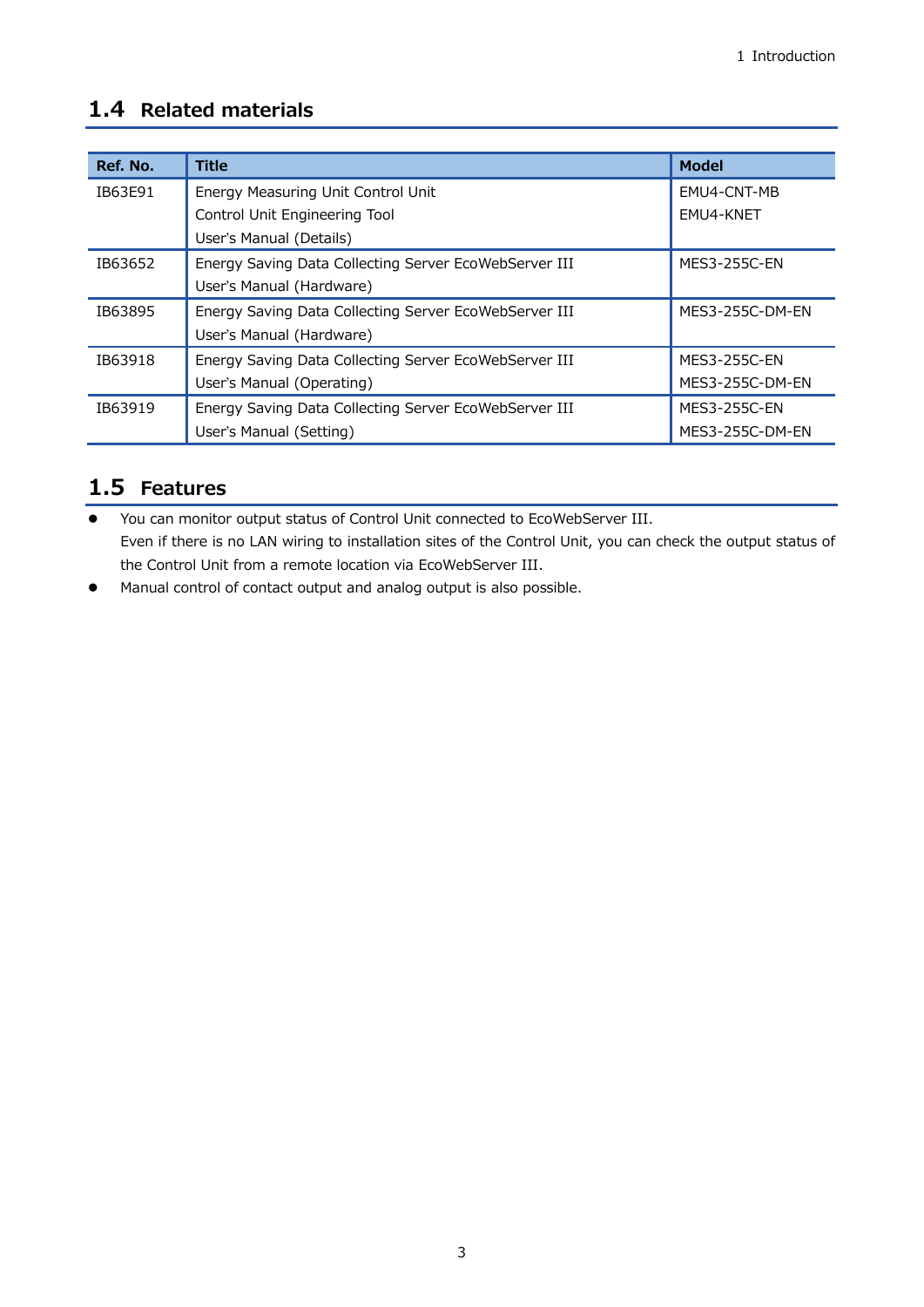## 1.4 Related materials

| Ref. No. | Title | Model |
|---|---|---|
| IB63E91 | Energy Measuring Unit Control Unit<br>Control Unit Engineering Tool<br>User's Manual (Details) | EMU4-CNT-MB<br>EMU4-KNET |
| IB63652 | Energy Saving Data Collecting Server EcoWebServer III<br>User's Manual (Hardware) | MES3-255C-EN |
| IB63895 | Energy Saving Data Collecting Server EcoWebServer III<br>User's Manual (Hardware) | MES3-255C-DM-EN |
| IB63918 | Energy Saving Data Collecting Server EcoWebServer III<br>User's Manual (Operating) | MES3-255C-EN<br>MES3-255C-DM-EN |
| IB63919 | Energy Saving Data Collecting Server EcoWebServer III<br>User's Manual (Setting) | MES3-255C-EN<br>MES3-255C-DM-EN |

## 1.5 Features

- You can monitor output status of Control Unit connected to EcoWebServer III.
  Even if there is no LAN wiring to installation sites of the Control Unit, you can check the output status of the Control Unit from a remote location via EcoWebServer III.
- Manual control of contact output and analog output is also possible.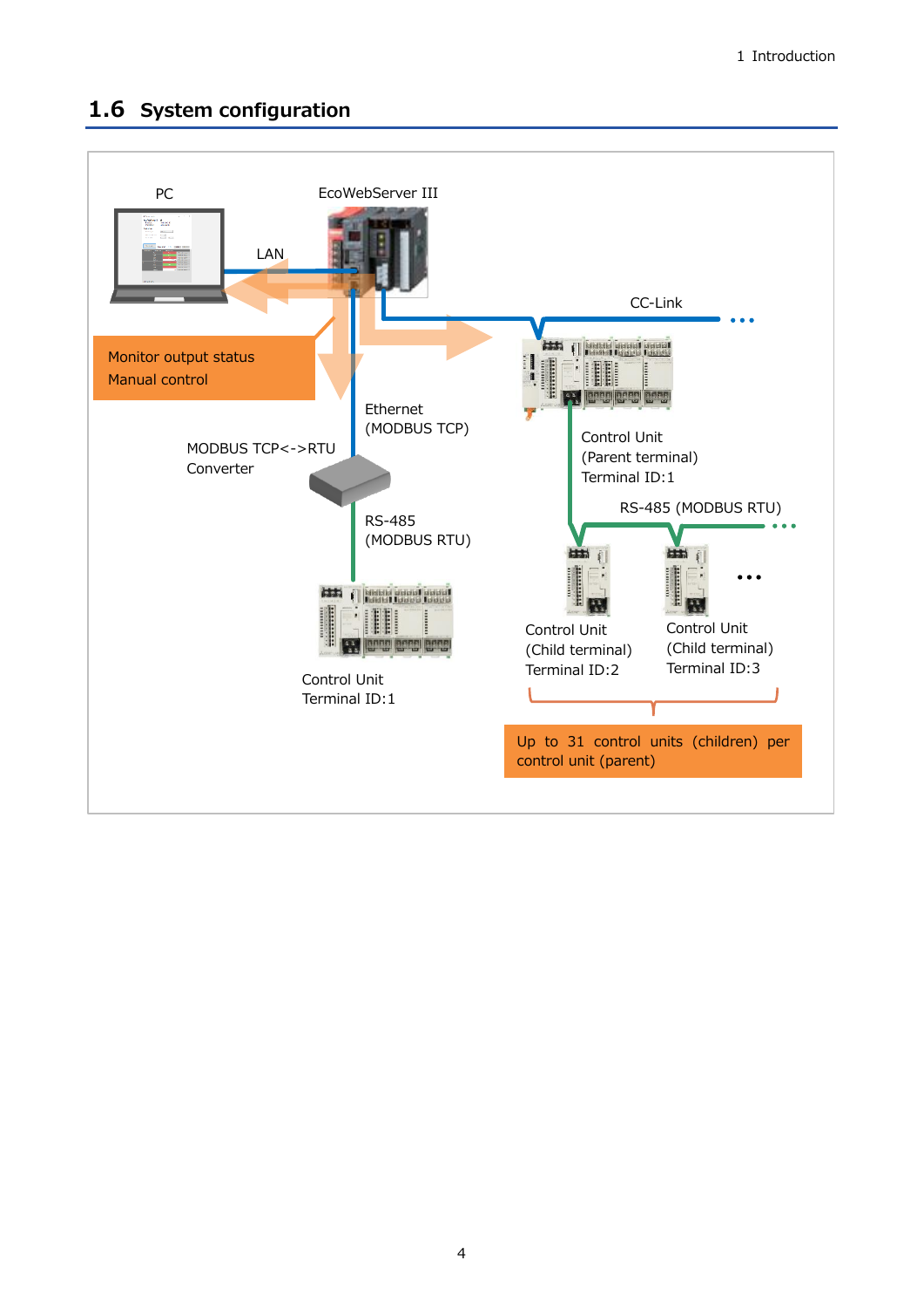## 1.6 System configuration

PC

EcoWebServer III

LAN

CC-Link

Monitor output status
Manual control

Ethernet
(MODBUS TCP)

MODBUS TCP<->RTU
Converter

RS-485
(MODBUS RTU)

Control Unit
Terminal ID:1

Control Unit
(Parent terminal)
Terminal ID:1

RS-485 (MODBUS RTU)

Control Unit
(Child terminal)
Terminal ID:2

Control Unit
(Child terminal)
Terminal ID:3

Up to 31 control units (children) per control unit (parent)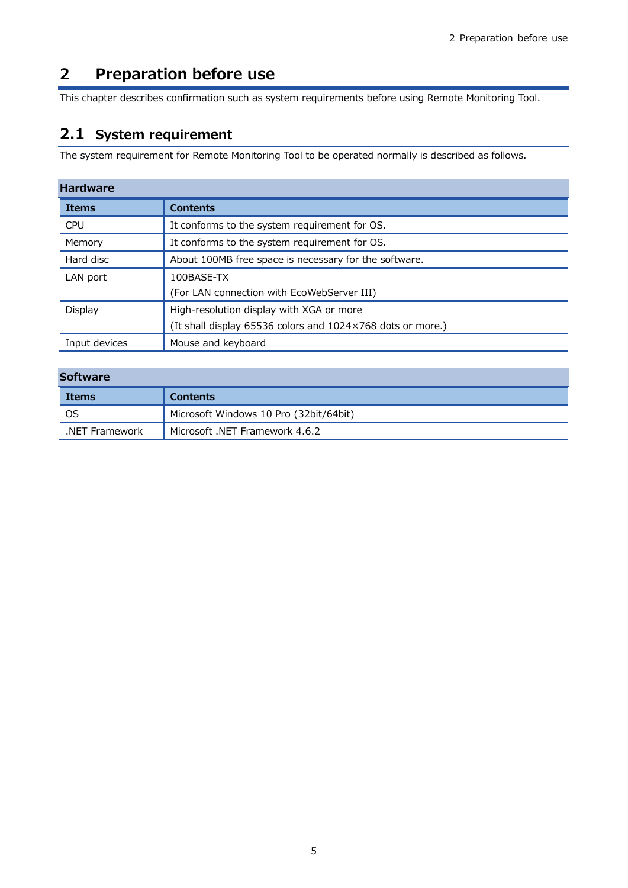# 2 Preparation before use

This chapter describes confirmation such as system requirements before using Remote Monitoring Tool.

## 2.1 System requirement

The system requirement for Remote Monitoring Tool to be operated normally is described as follows.

**Hardware**

| Items | Contents |
|---|---|
| CPU | It conforms to the system requirement for OS. |
| Memory | It conforms to the system requirement for OS. |
| Hard disc | About 100MB free space is necessary for the software. |
| LAN port | 100BASE-TX<br>(For LAN connection with EcoWebServer III) |
| Display | High-resolution display with XGA or more<br>(It shall display 65536 colors and 1024×768 dots or more.) |
| Input devices | Mouse and keyboard |

**Software**

| Items | Contents |
|---|---|
| OS | Microsoft Windows 10 Pro (32bit/64bit) |
| .NET Framework | Microsoft .NET Framework 4.6.2 |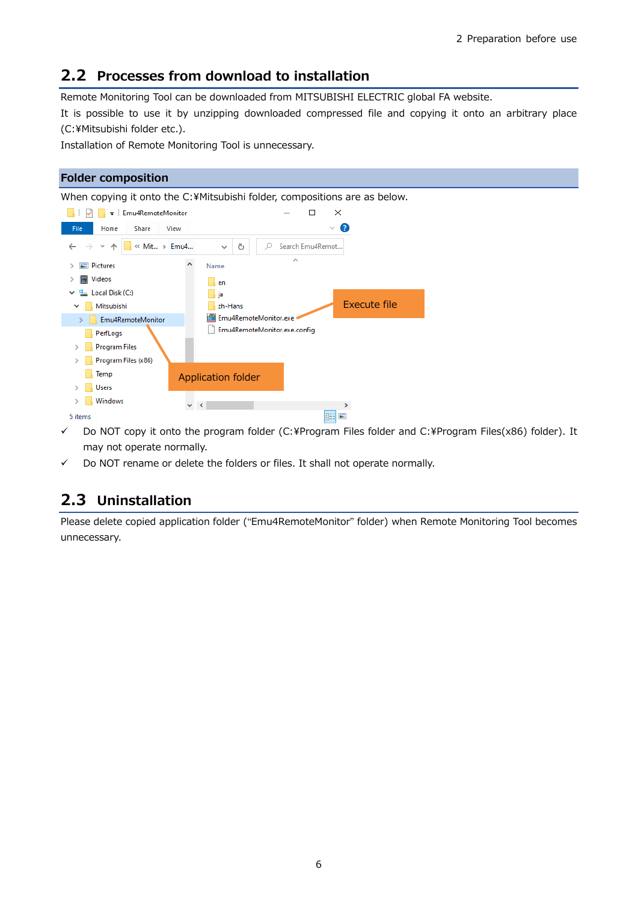## 2.2 Processes from download to installation

Remote Monitoring Tool can be downloaded from MITSUBISHI ELECTRIC global FA website.
It is possible to use it by unzipping downloaded compressed file and copying it onto an arbitrary place (C:¥Mitsubishi folder etc.).
Installation of Remote Monitoring Tool is unnecessary.

### Folder composition

When copying it onto the C:¥Mitsubishi folder, compositions are as below.

- ✓ Do NOT copy it onto the program folder (C:¥Program Files folder and C:¥Program Files(x86) folder). It may not operate normally.
- ✓ Do NOT rename or delete the folders or files. It shall not operate normally.

## 2.3 Uninstallation

Please delete copied application folder (“Emu4RemoteMonitor” folder) when Remote Monitoring Tool becomes unnecessary.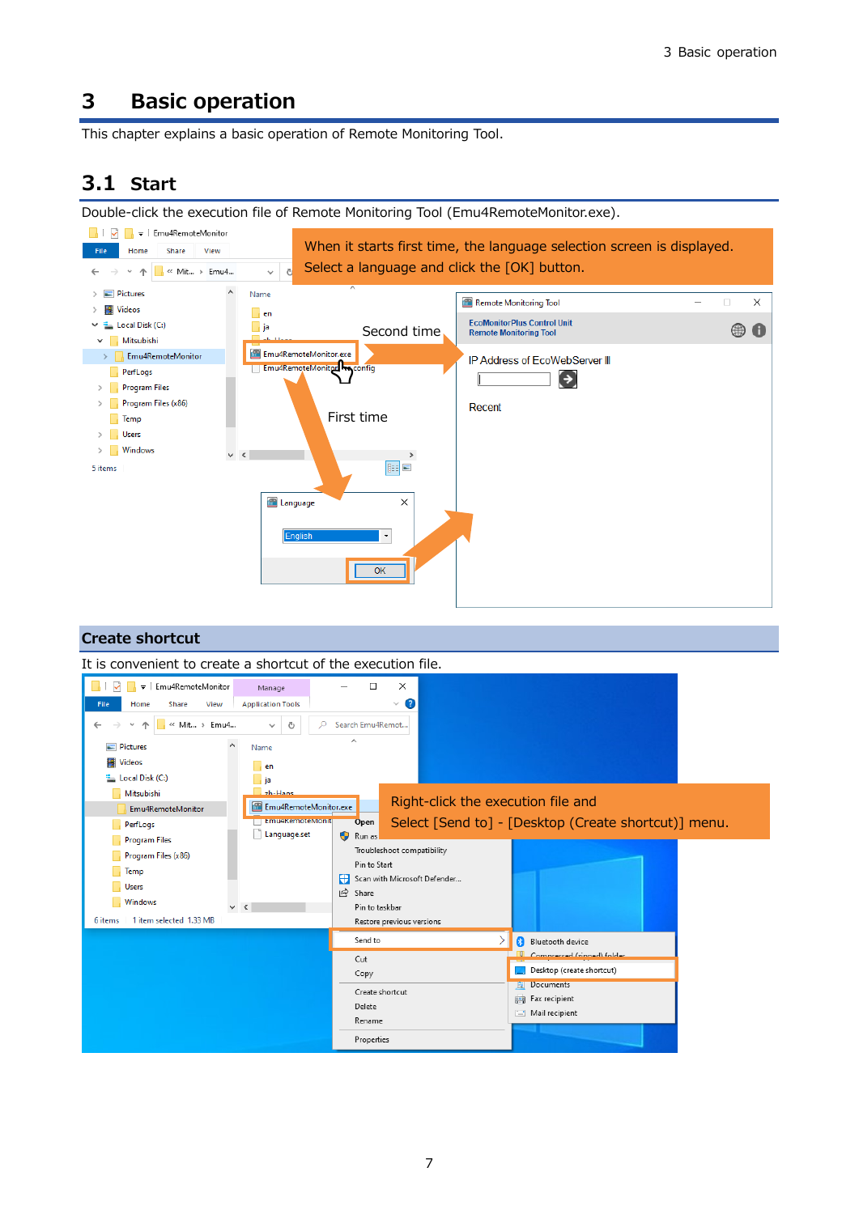# 3 Basic operation

This chapter explains a basic operation of Remote Monitoring Tool.

## 3.1 Start

Double-click the execution file of Remote Monitoring Tool (Emu4RemoteMonitor.exe).

When it starts first time, the language selection screen is displayed. Select a language and click the [OK] button.

Second time

First time

### Create shortcut

It is convenient to create a shortcut of the execution file.

Right-click the execution file and Select [Send to] - [Desktop (Create shortcut)] menu.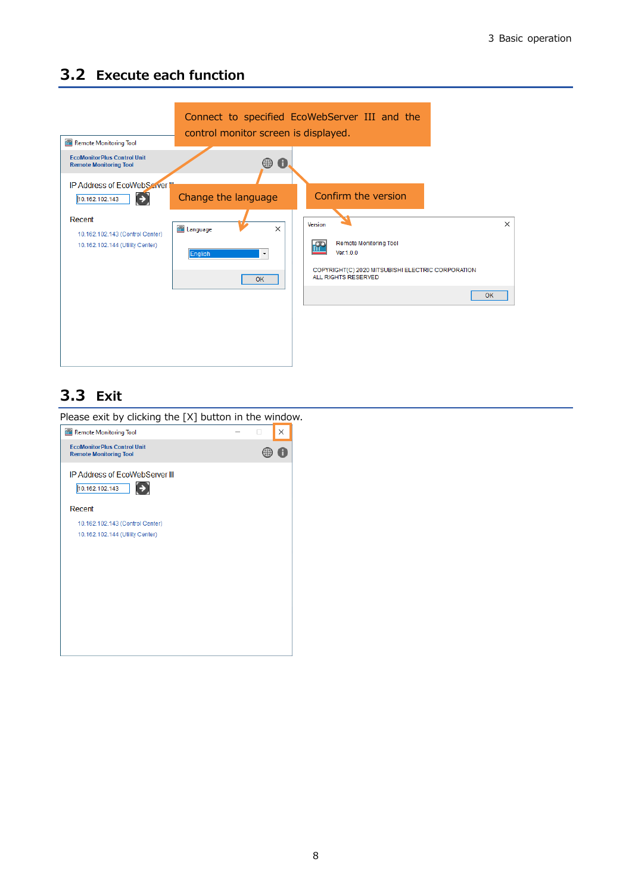## 3.2 Execute each function

Connect to specified EcoWebServer III and the control monitor screen is displayed.

Remote Monitoring Tool

EcoMonitorPlus Control Unit
Remote Monitoring Tool

IP Address of EcoWebServer III

10.162.102.143

Recent

10.162.102.143 (Control Center)
10.162.102.144 (Utility Center)

Change the language

Language

English

OK

Confirm the version

Version

Remote Monitoring Tool
Ver.1.0.0

COPYRIGHT(C) 2020 MITSUBISHI ELECTRIC CORPORATION
ALL RIGHTS RESERVED

OK

## 3.3 Exit

Please exit by clicking the [X] button in the window.

Remote Monitoring Tool

EcoMonitorPlus Control Unit
Remote Monitoring Tool

IP Address of EcoWebServer III

10.162.102.143

Recent

10.162.102.143 (Control Center)
10.162.102.144 (Utility Center)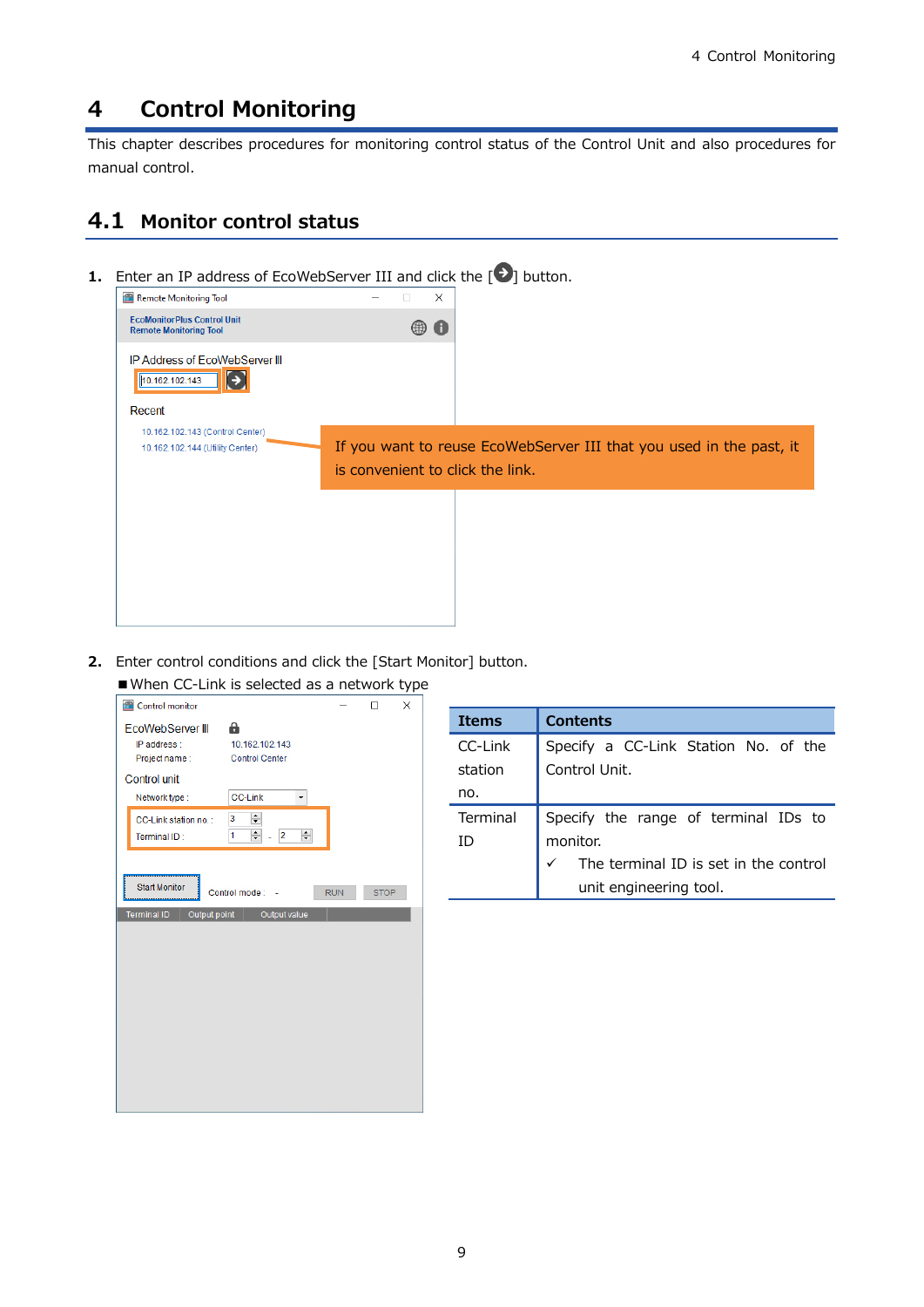# 4 Control Monitoring

This chapter describes procedures for monitoring control status of the Control Unit and also procedures for manual control.

## 4.1 Monitor control status

**1.** Enter an IP address of EcoWebServer III and click the [➔] button.

If you want to reuse EcoWebServer III that you used in the past, it is convenient to click the link.

**2.** Enter control conditions and click the [Start Monitor] button.

■When CC-Link is selected as a network type

| Items | Contents |
|---|---|
| CC-Link station no. | Specify a CC-Link Station No. of the Control Unit. |
| Terminal ID | Specify the range of terminal IDs to monitor.<br>✓ The terminal ID is set in the control unit engineering tool. |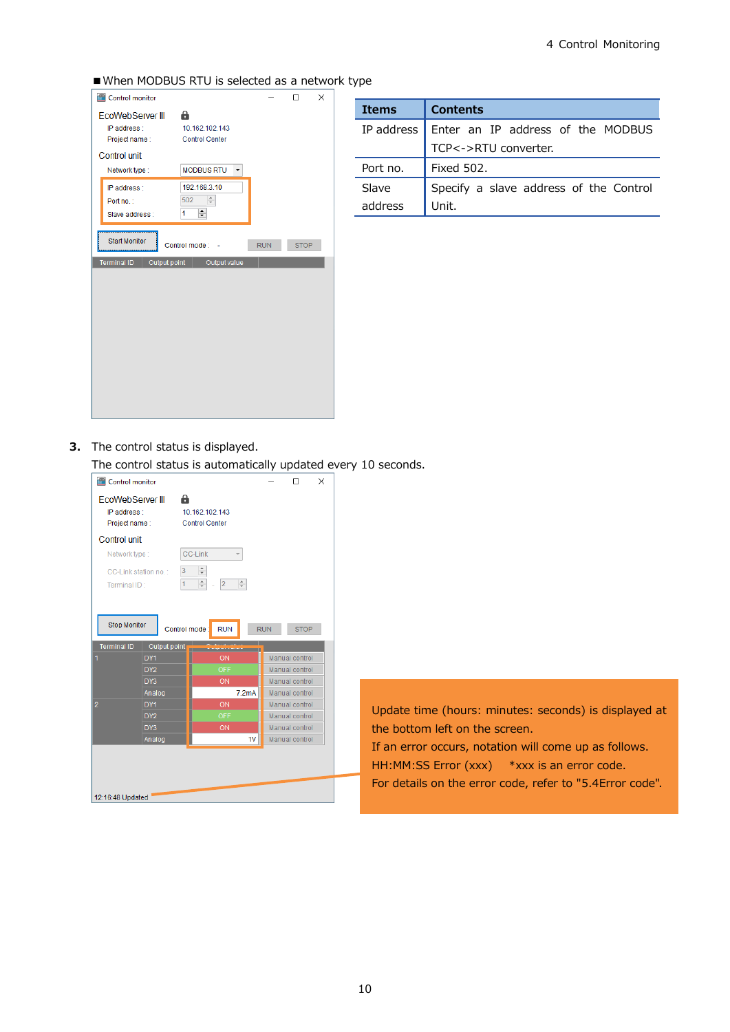■When MODBUS RTU is selected as a network type

| Items | Contents |
| --- | --- |
| IP address | Enter an IP address of the MODBUS TCP<->RTU converter. |
| Port no. | Fixed 502. |
| Slave address | Specify a slave address of the Control Unit. |

**3.** The control status is displayed.
The control status is automatically updated every 10 seconds.

Update time (hours: minutes: seconds) is displayed at the bottom left on the screen.
If an error occurs, notation will come up as follows.
HH:MM:SS Error (xxx)  *xxx is an error code.
For details on the error code, refer to "5.4Error code".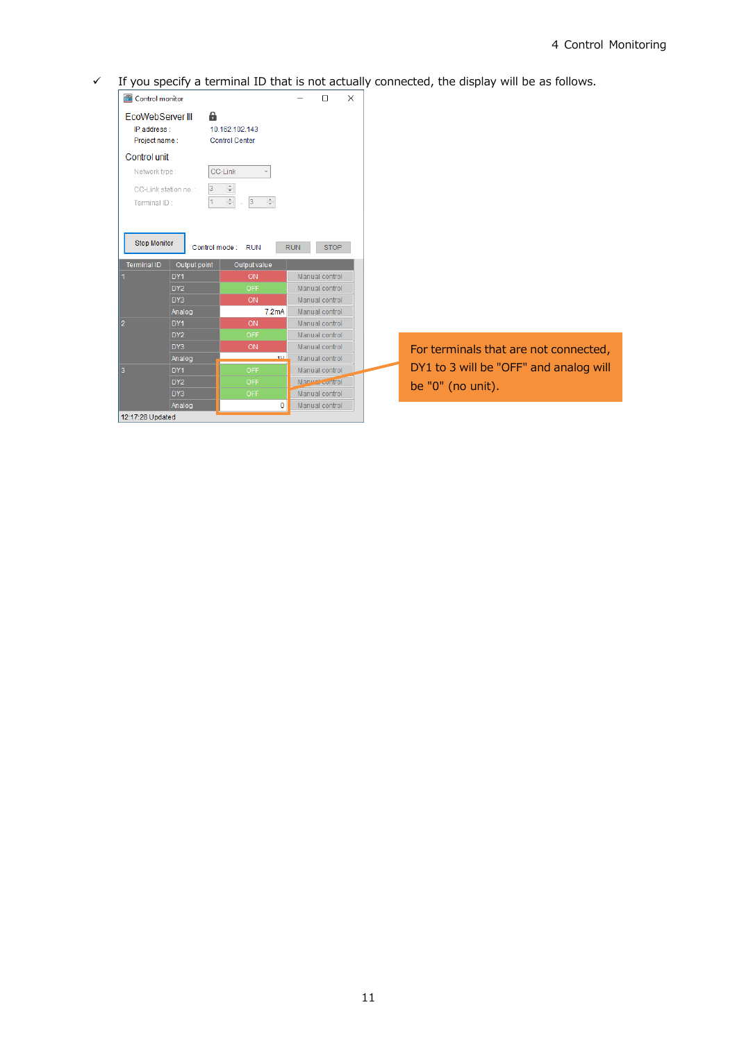✓ If you specify a terminal ID that is not actually connected, the display will be as follows.

Control monitor

EcoWebServer III

IP address : 10.162.102.143

Project name : Control Center

Control unit

Network type : CC-Link

CC-Link station no. : 3

Terminal ID : 1 - 3

Stop Monitor

Control mode : RUN

RUN STOP

| Terminal ID | Output point | Output value | |
|---|---|---|---|
| 1 | DY1 | ON | Manual control |
| | DY2 | OFF | Manual control |
| | DY3 | ON | Manual control |
| | Analog | 7.2mA | Manual control |
| 2 | DY1 | ON | Manual control |
| | DY2 | OFF | Manual control |
| | DY3 | ON | Manual control |
| | Analog | 1V | Manual control |
| 3 | DY1 | OFF | Manual control |
| | DY2 | OFF | Manual control |
| | DY3 | OFF | Manual control |
| | Analog | 0 | Manual control |

12:17:28 Updated

For terminals that are not connected, DY1 to 3 will be "OFF" and analog will be "0" (no unit).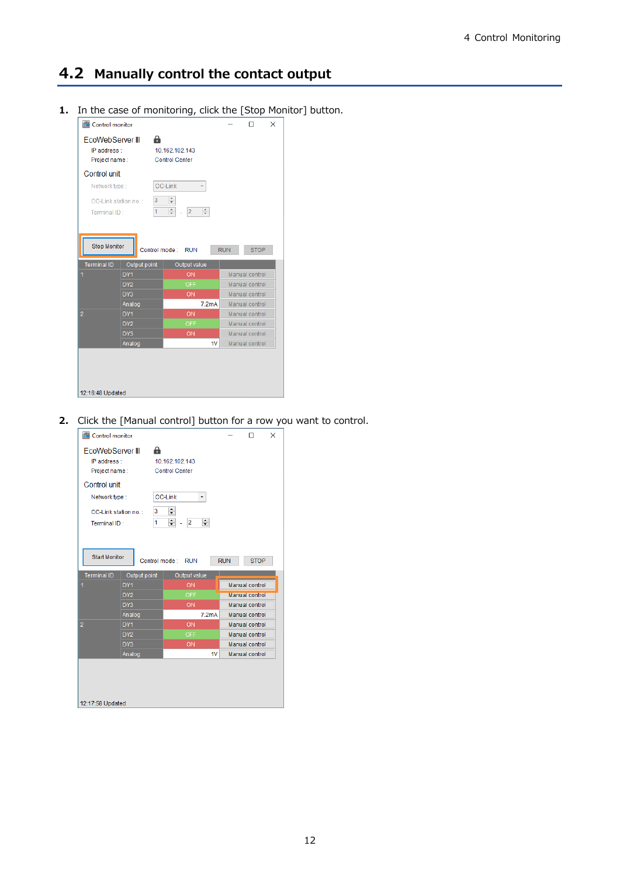## 4.2 Manually control the contact output

1. In the case of monitoring, click the [Stop Monitor] button.

Control monitor

EcoWebServer III

IP address : 10.162.102.143

Project name : Control Center

Control unit

Network type : CC-Link

CC-Link station no. : 3

Terminal ID : 1 - 2

Stop Monitor

Control mode : RUN

RUN

STOP

| Terminal ID | Output point | Output value | |
|---|---|---|---|
| 1 | DY1 | ON | Manual control |
| | DY2 | OFF | Manual control |
| | DY3 | ON | Manual control |
| | Analog | 7.2mA | Manual control |
| 2 | DY1 | ON | Manual control |
| | DY2 | OFF | Manual control |
| | DY3 | ON | Manual control |
| | Analog | 1V | Manual control |

12:16:48 Updated

2. Click the [Manual control] button for a row you want to control.

Control monitor

EcoWebServer III

IP address : 10.162.102.143

Project name : Control Center

Control unit

Network type : CC-Link

CC-Link station no. : 3

Terminal ID : 1 - 2

Start Monitor

Control mode : RUN

RUN

STOP

| Terminal ID | Output point | Output value | |
|---|---|---|---|
| 1 | DY1 | ON | Manual control |
| | DY2 | OFF | Manual control |
| | DY3 | ON | Manual control |
| | Analog | 7.2mA | Manual control |
| 2 | DY1 | ON | Manual control |
| | DY2 | OFF | Manual control |
| | DY3 | ON | Manual control |
| | Analog | 1V | Manual control |

12:17:58 Updated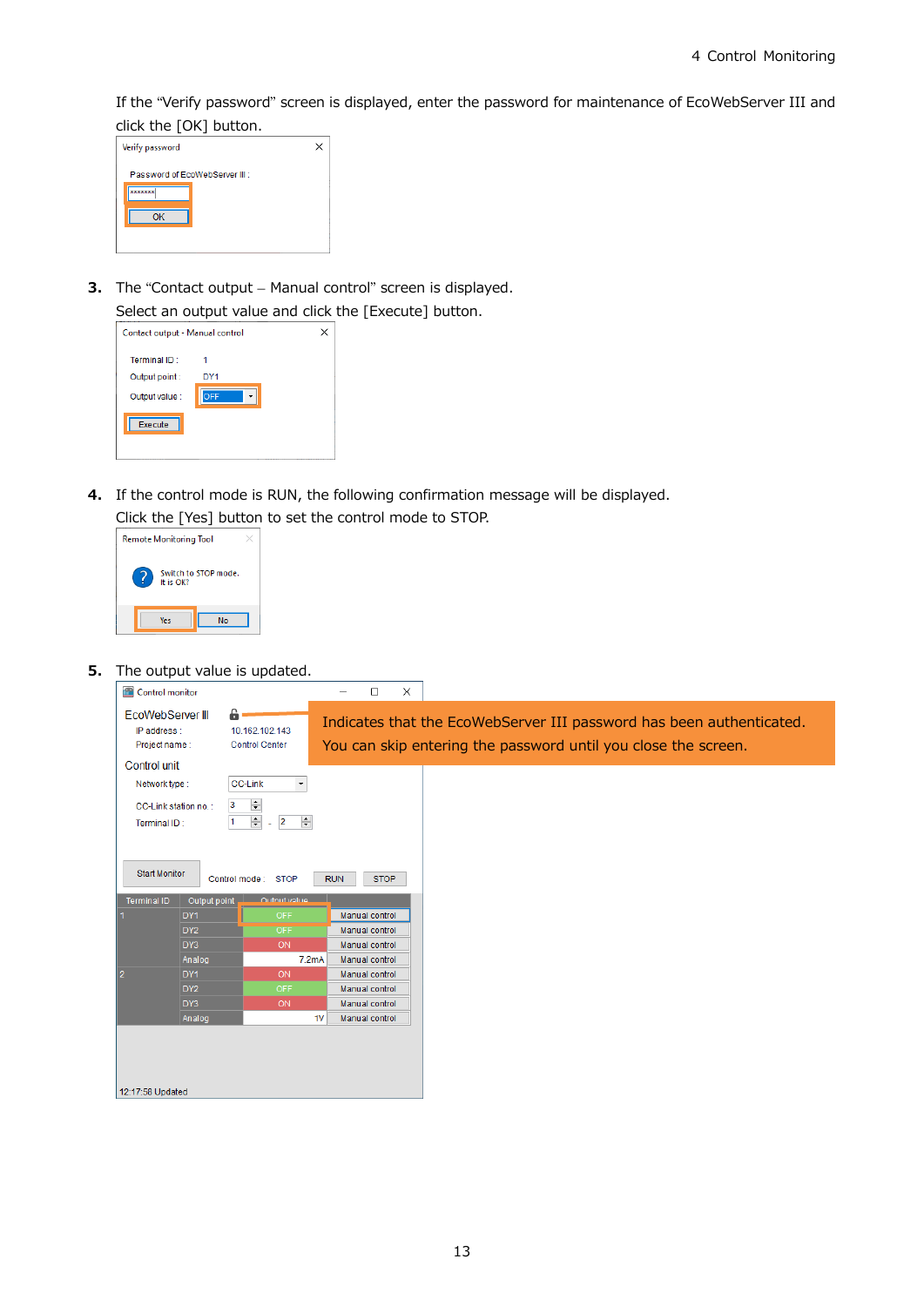If the "Verify password" screen is displayed, enter the password for maintenance of EcoWebServer III and click the [OK] button.

Verify password

Password of EcoWebServer III :

OK

3. The "Contact output – Manual control" screen is displayed.
   Select an output value and click the [Execute] button.

Contact output - Manual control

Terminal ID : 1

Output point : DY1

Output value : OFF

Execute

4. If the control mode is RUN, the following confirmation message will be displayed.
   Click the [Yes] button to set the control mode to STOP.

Remote Monitoring Tool

Switch to STOP mode.
It is OK?

Yes No

5. The output value is updated.

Control monitor

EcoWebServer III

IP address : 10.162.102.143

Project name : Control Center

Indicates that the EcoWebServer III password has been authenticated.
You can skip entering the password until you close the screen.

Control unit

Network type : CC-Link

CC-Link station no. : 3

Terminal ID : 1 - 2

Start Monitor

Control mode : STOP RUN STOP

| Terminal ID | Output point | Output value | |
|---|---|---|---|
| 1 | DY1 | OFF | Manual control |
| | DY2 | OFF | Manual control |
| | DY3 | ON | Manual control |
| | Analog | 7.2mA | Manual control |
| 2 | DY1 | ON | Manual control |
| | DY2 | OFF | Manual control |
| | DY3 | ON | Manual control |
| | Analog | 1V | Manual control |

12:17:58 Updated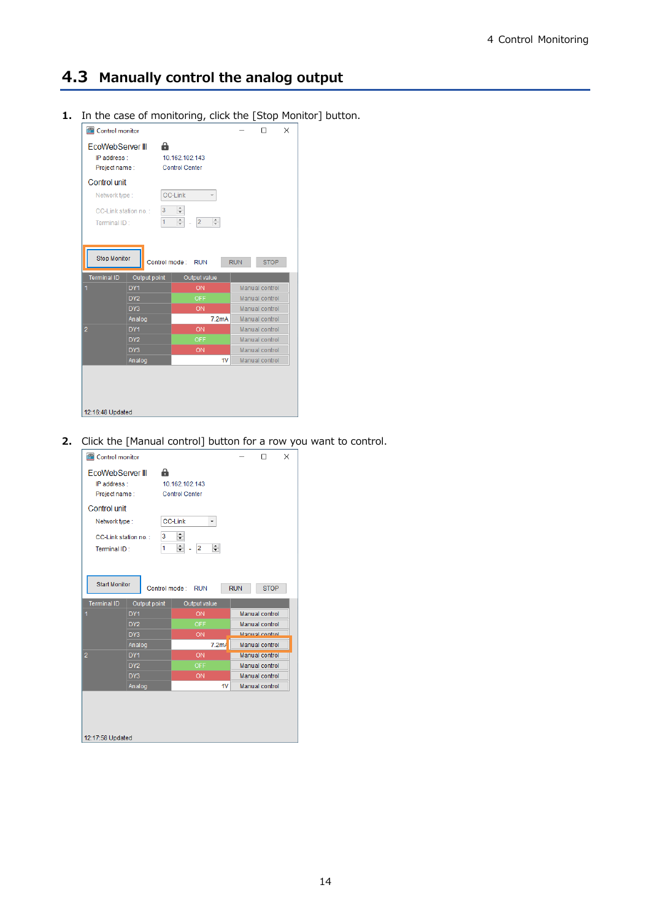## 4.3 Manually control the analog output

1. In the case of monitoring, click the [Stop Monitor] button.

2. Click the [Manual control] button for a row you want to control.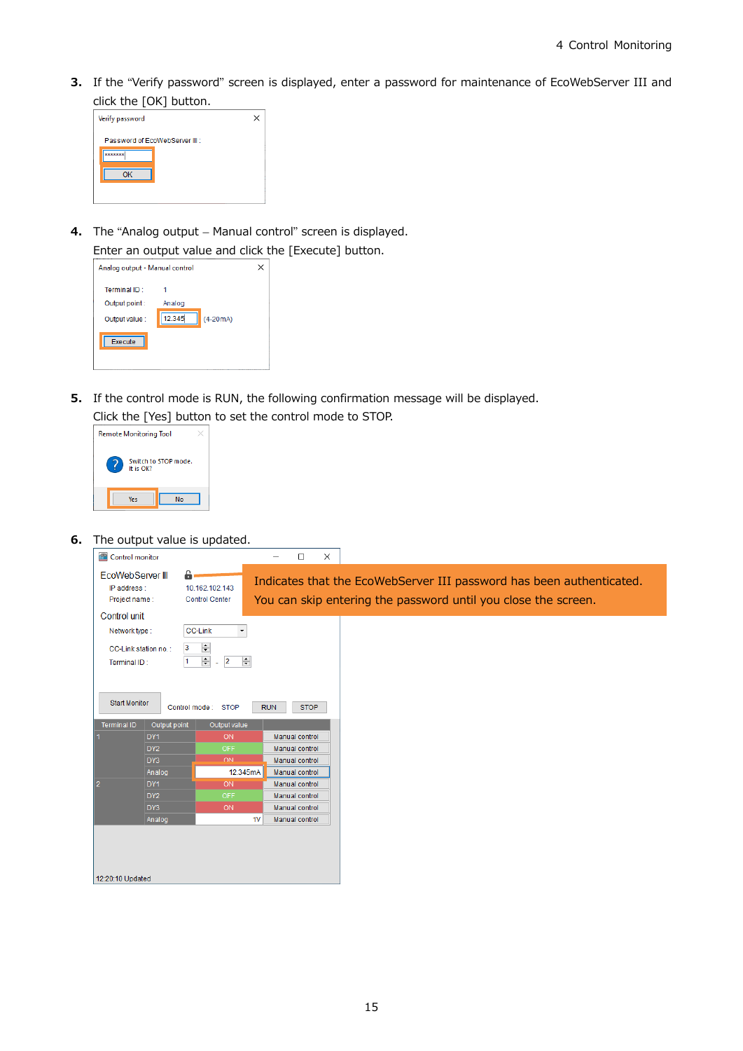3. If the “Verify password” screen is displayed, enter a password for maintenance of EcoWebServer III and click the [OK] button.

Verify password

Password of EcoWebServer III :

\*\*\*\*\*\*\*

OK

4. The “Analog output – Manual control” screen is displayed.
   Enter an output value and click the [Execute] button.

Analog output - Manual control

Terminal ID : 1

Output point : Analog

Output value : 12.345 (4-20mA)

Execute

5. If the control mode is RUN, the following confirmation message will be displayed.
   Click the [Yes] button to set the control mode to STOP.

Remote Monitoring Tool

Switch to STOP mode.
It is OK?

Yes No

6. The output value is updated.

Control monitor

EcoWebServer III

IP address : 10.162.102.143

Project name : Control Center

Indicates that the EcoWebServer III password has been authenticated.
You can skip entering the password until you close the screen.

Control unit

Network type : CC-Link

CC-Link station no. : 3

Terminal ID : 1 - 2

Start Monitor

Control mode : STOP RUN STOP

| Terminal ID | Output point | Output value | |
|---|---|---|---|
| 1 | DY1 | ON | Manual control |
| | DY2 | OFF | Manual control |
| | DY3 | ON | Manual control |
| | Analog | 12.345mA | Manual control |
| 2 | DY1 | ON | Manual control |
| | DY2 | OFF | Manual control |
| | DY3 | ON | Manual control |
| | Analog | 1V | Manual control |

12:20:10 Updated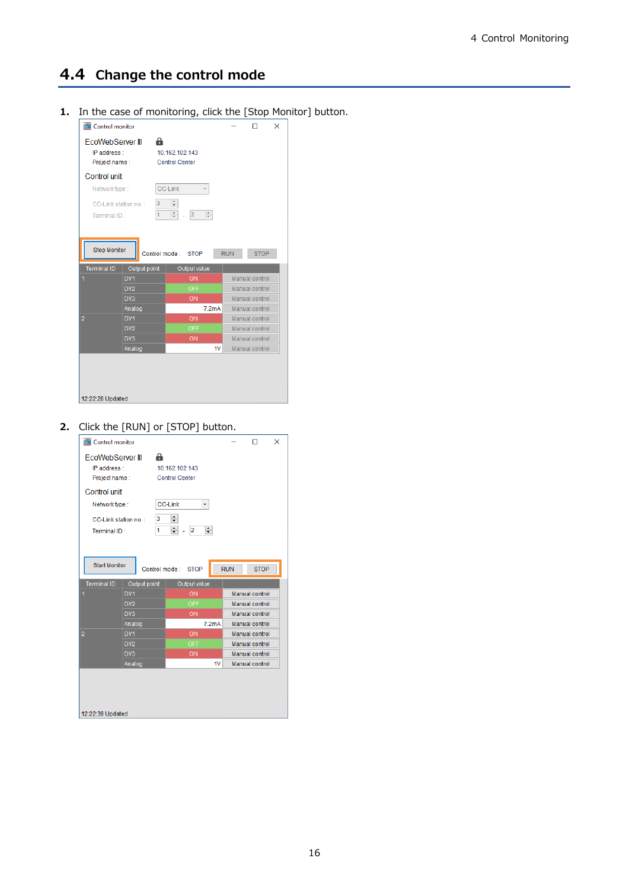## 4.4 Change the control mode

1. In the case of monitoring, click the [Stop Monitor] button.

Control monitor

EcoWebServer III

IP address : 10.162.102.143

Project name : Control Center

Control unit

Network type : CC-Link

CC-Link station no. : 3

Terminal ID : 1 - 2

Stop Monitor

Control mode : STOP RUN STOP

| Terminal ID | Output point | Output value | |
|---|---|---|---|
| 1 | DY1 | ON | Manual control |
| | DY2 | OFF | Manual control |
| | DY3 | ON | Manual control |
| | Analog | 7.2mA | Manual control |
| 2 | DY1 | ON | Manual control |
| | DY2 | OFF | Manual control |
| | DY3 | ON | Manual control |
| | Analog | 1V | Manual control |

12:22:26 Updated

2. Click the [RUN] or [STOP] button.

Control monitor

EcoWebServer III

IP address : 10.162.102.143

Project name : Control Center

Control unit

Network type : CC-Link

CC-Link station no. : 3

Terminal ID : 1 - 2

Start Monitor

Control mode : STOP RUN STOP

| Terminal ID | Output point | Output value | |
|---|---|---|---|
| 1 | DY1 | ON | Manual control |
| | DY2 | OFF | Manual control |
| | DY3 | ON | Manual control |
| | Analog | 7.2mA | Manual control |
| 2 | DY1 | ON | Manual control |
| | DY2 | OFF | Manual control |
| | DY3 | ON | Manual control |
| | Analog | 1V | Manual control |

12:22:39 Updated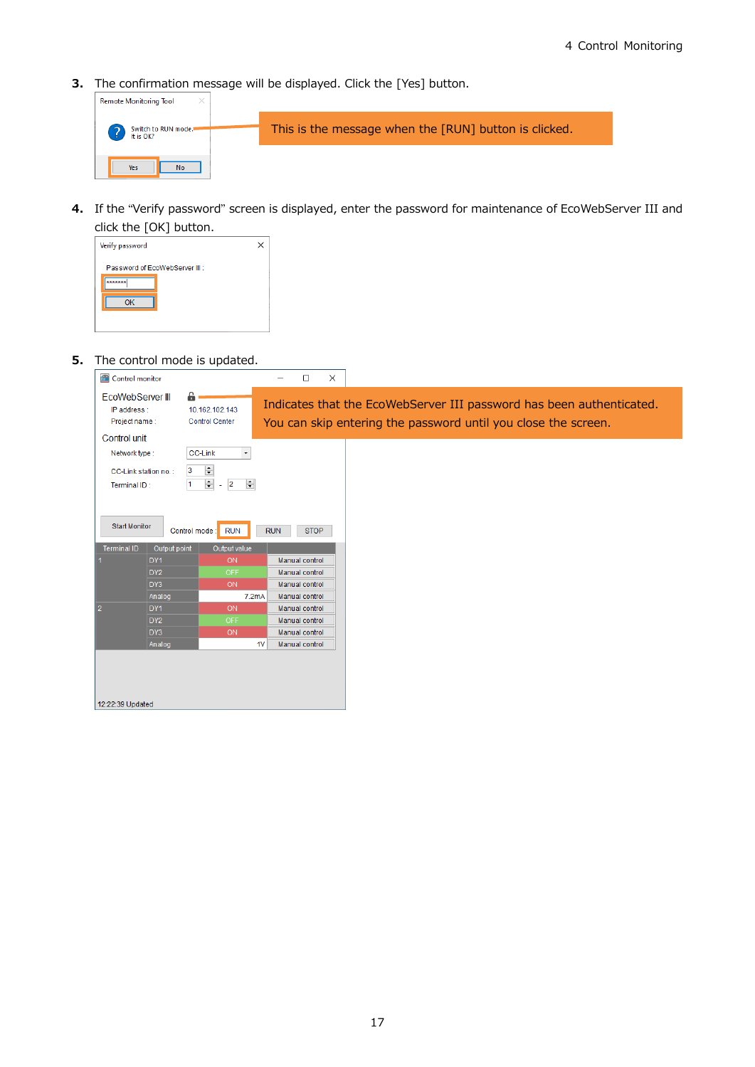3. The confirmation message will be displayed. Click the [Yes] button.

Remote Monitoring Tool

Switch to RUN mode.
It is OK?

Yes No

This is the message when the [RUN] button is clicked.

4. If the “Verify password” screen is displayed, enter the password for maintenance of EcoWebServer III and click the [OK] button.

Verify password

Password of EcoWebServer III :

OK

5. The control mode is updated.

Control monitor

EcoWebServer III
IP address : 10.162.102.143
Project name : Control Center

Indicates that the EcoWebServer III password has been authenticated.
You can skip entering the password until you close the screen.

Control unit
Network type : CC-Link
CC-Link station no. : 3
Terminal ID : 1 - 2

Start Monitor    Control mode : RUN    RUN    STOP

| Terminal ID | Output point | Output value | |
|---|---|---|---|
| 1 | DY1 | ON | Manual control |
| | DY2 | OFF | Manual control |
| | DY3 | ON | Manual control |
| | Analog | 7.2mA | Manual control |
| 2 | DY1 | ON | Manual control |
| | DY2 | OFF | Manual control |
| | DY3 | ON | Manual control |
| | Analog | 1V | Manual control |

12:22:39 Updated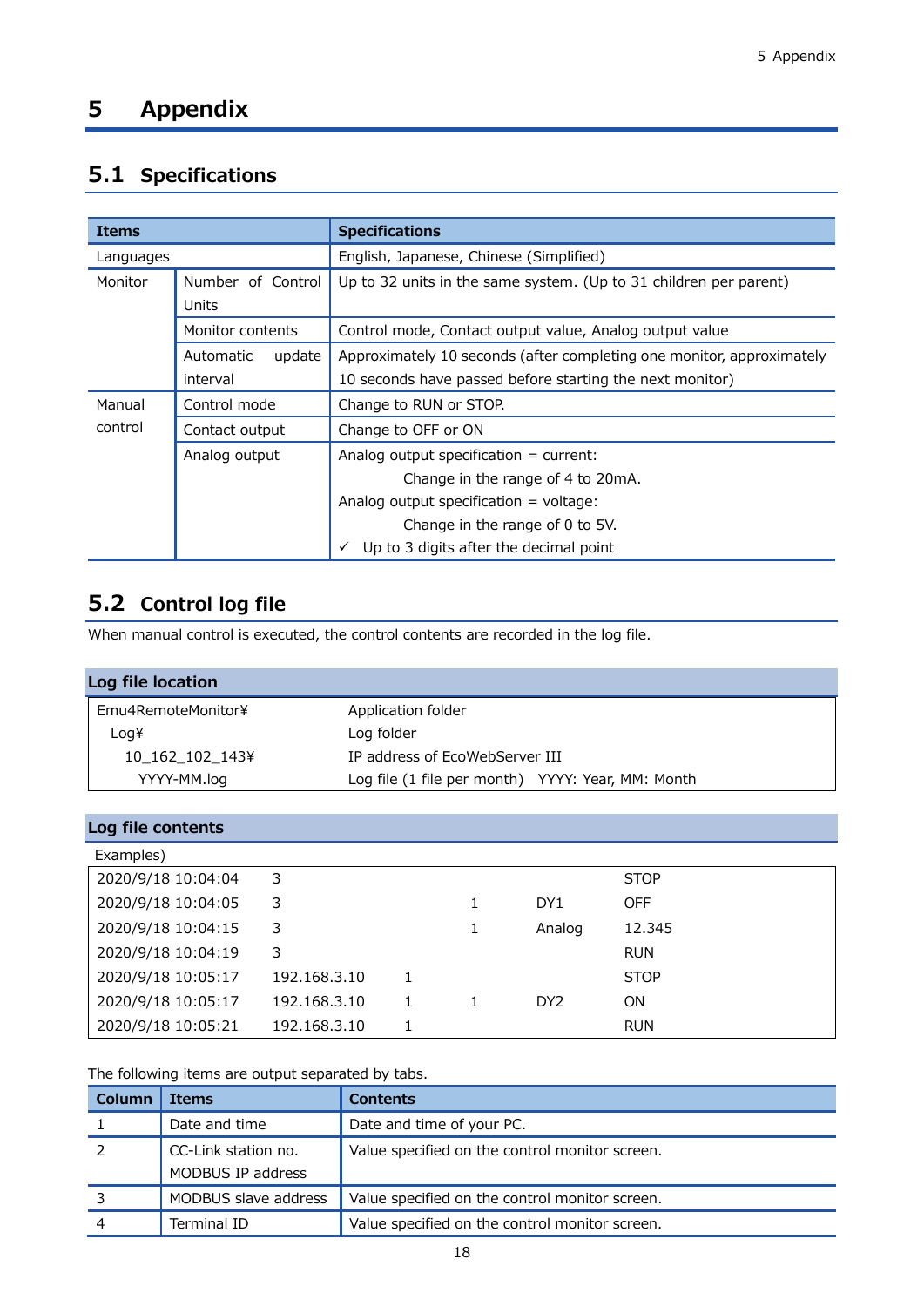# 5 Appendix

## 5.1 Specifications

| Items | | Specifications |
|---|---|---|
| Languages | | English, Japanese, Chinese (Simplified) |
| Monitor | Number of Control Units | Up to 32 units in the same system. (Up to 31 children per parent) |
| | Monitor contents | Control mode, Contact output value, Analog output value |
| | Automatic update interval | Approximately 10 seconds (after completing one monitor, approximately 10 seconds have passed before starting the next monitor) |
| Manual control | Control mode | Change to RUN or STOP. |
| | Contact output | Change to OFF or ON |
| | Analog output | Analog output specification = current: Change in the range of 4 to 20mA. Analog output specification = voltage: Change in the range of 0 to 5V. ✓ Up to 3 digits after the decimal point |

## 5.2 Control log file

When manual control is executed, the control contents are recorded in the log file.

### Log file location

| | |
|---|---|
| Emu4RemoteMonitor¥ | Application folder |
| Log¥ | Log folder |
| 10_162_102_143¥ | IP address of EcoWebServer III |
| YYYY-MM.log | Log file (1 file per month)  YYYY: Year, MM: Month |

### Log file contents

Examples)

| | | | | | |
|---|---|---|---|---|---|
| 2020/9/18 10:04:04 | 3 | | | | STOP |
| 2020/9/18 10:04:05 | 3 | | 1 | DY1 | OFF |
| 2020/9/18 10:04:15 | 3 | | 1 | Analog | 12.345 |
| 2020/9/18 10:04:19 | 3 | | | | RUN |
| 2020/9/18 10:05:17 | 192.168.3.10 | 1 | | | STOP |
| 2020/9/18 10:05:17 | 192.168.3.10 | 1 | 1 | DY2 | ON |
| 2020/9/18 10:05:21 | 192.168.3.10 | 1 | | | RUN |

The following items are output separated by tabs.

| Column | Items | Contents |
|---|---|---|
| 1 | Date and time | Date and time of your PC. |
| 2 | CC-Link station no.<br>MODBUS IP address | Value specified on the control monitor screen. |
| 3 | MODBUS slave address | Value specified on the control monitor screen. |
| 4 | Terminal ID | Value specified on the control monitor screen. |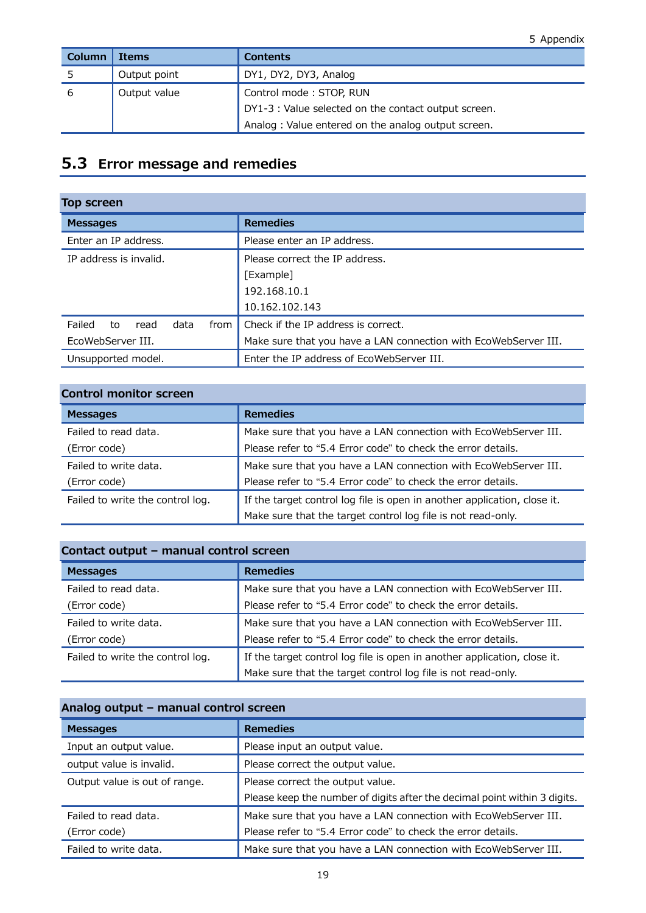| Column | Items | Contents |
|---|---|---|
| 5 | Output point | DY1, DY2, DY3, Analog |
| 6 | Output value | Control mode : STOP, RUN<br>DY1-3 : Value selected on the contact output screen.<br>Analog : Value entered on the analog output screen. |

## 5.3 Error message and remedies

**Top screen**

| Messages | Remedies |
|---|---|
| Enter an IP address. | Please enter an IP address. |
| IP address is invalid. | Please correct the IP address.<br>[Example]<br>192.168.10.1<br>10.162.102.143 |
| Failed to read data from EcoWebServer III. | Check if the IP address is correct.<br>Make sure that you have a LAN connection with EcoWebServer III. |
| Unsupported model. | Enter the IP address of EcoWebServer III. |

**Control monitor screen**

| Messages | Remedies |
|---|---|
| Failed to read data.<br>(Error code) | Make sure that you have a LAN connection with EcoWebServer III.<br>Please refer to “5.4 Error code” to check the error details. |
| Failed to write data.<br>(Error code) | Make sure that you have a LAN connection with EcoWebServer III.<br>Please refer to “5.4 Error code” to check the error details. |
| Failed to write the control log. | If the target control log file is open in another application, close it.<br>Make sure that the target control log file is not read-only. |

**Contact output – manual control screen**

| Messages | Remedies |
|---|---|
| Failed to read data.<br>(Error code) | Make sure that you have a LAN connection with EcoWebServer III.<br>Please refer to “5.4 Error code” to check the error details. |
| Failed to write data.<br>(Error code) | Make sure that you have a LAN connection with EcoWebServer III.<br>Please refer to “5.4 Error code” to check the error details. |
| Failed to write the control log. | If the target control log file is open in another application, close it.<br>Make sure that the target control log file is not read-only. |

**Analog output – manual control screen**

| Messages | Remedies |
|---|---|
| Input an output value. | Please input an output value. |
| output value is invalid. | Please correct the output value. |
| Output value is out of range. | Please correct the output value.<br>Please keep the number of digits after the decimal point within 3 digits. |
| Failed to read data.<br>(Error code) | Make sure that you have a LAN connection with EcoWebServer III.<br>Please refer to “5.4 Error code” to check the error details. |
| Failed to write data. | Make sure that you have a LAN connection with EcoWebServer III. |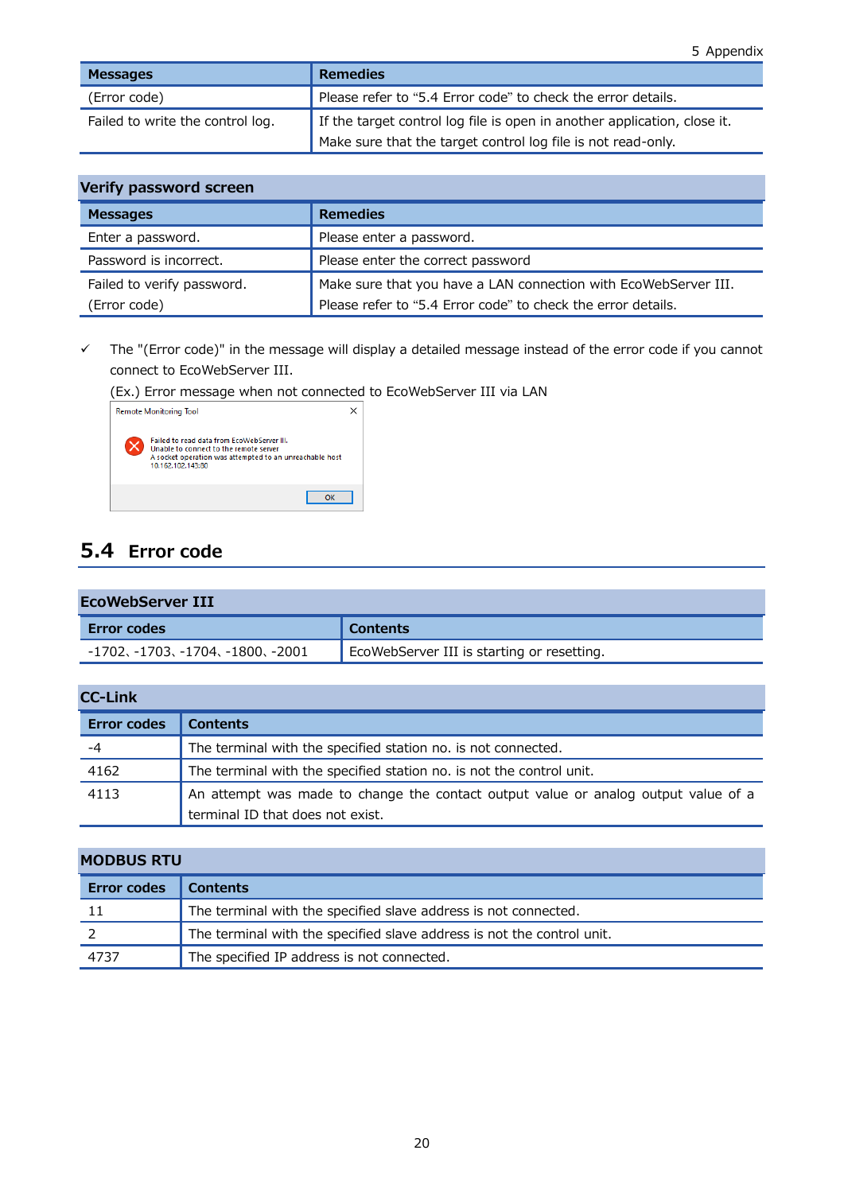| Messages | Remedies |
| --- | --- |
| (Error code) | Please refer to "5.4 Error code" to check the error details. |
| Failed to write the control log. | If the target control log file is open in another application, close it.<br>Make sure that the target control log file is not read-only. |

**Verify password screen**

| Messages | Remedies |
| --- | --- |
| Enter a password. | Please enter a password. |
| Password is incorrect. | Please enter the correct password |
| Failed to verify password.<br>(Error code) | Make sure that you have a LAN connection with EcoWebServer III.<br>Please refer to "5.4 Error code" to check the error details. |

✓ The "(Error code)" in the message will display a detailed message instead of the error code if you cannot connect to EcoWebServer III.
(Ex.) Error message when not connected to EcoWebServer III via LAN

Remote Monitoring Tool
Failed to read data from EcoWebServer III.
Unable to connect to the remote server
A socket operation was attempted to an unreachable host 10.162.102.143:80
OK

## 5.4 Error code

**EcoWebServer III**

| Error codes | Contents |
| --- | --- |
| -1702、-1703、-1704、-1800、-2001 | EcoWebServer III is starting or resetting. |

**CC-Link**

| Error codes | Contents |
| --- | --- |
| -4 | The terminal with the specified station no. is not connected. |
| 4162 | The terminal with the specified station no. is not the control unit. |
| 4113 | An attempt was made to change the contact output value or analog output value of a terminal ID that does not exist. |

**MODBUS RTU**

| Error codes | Contents |
| --- | --- |
| 11 | The terminal with the specified slave address is not connected. |
| 2 | The terminal with the specified slave address is not the control unit. |
| 4737 | The specified IP address is not connected. |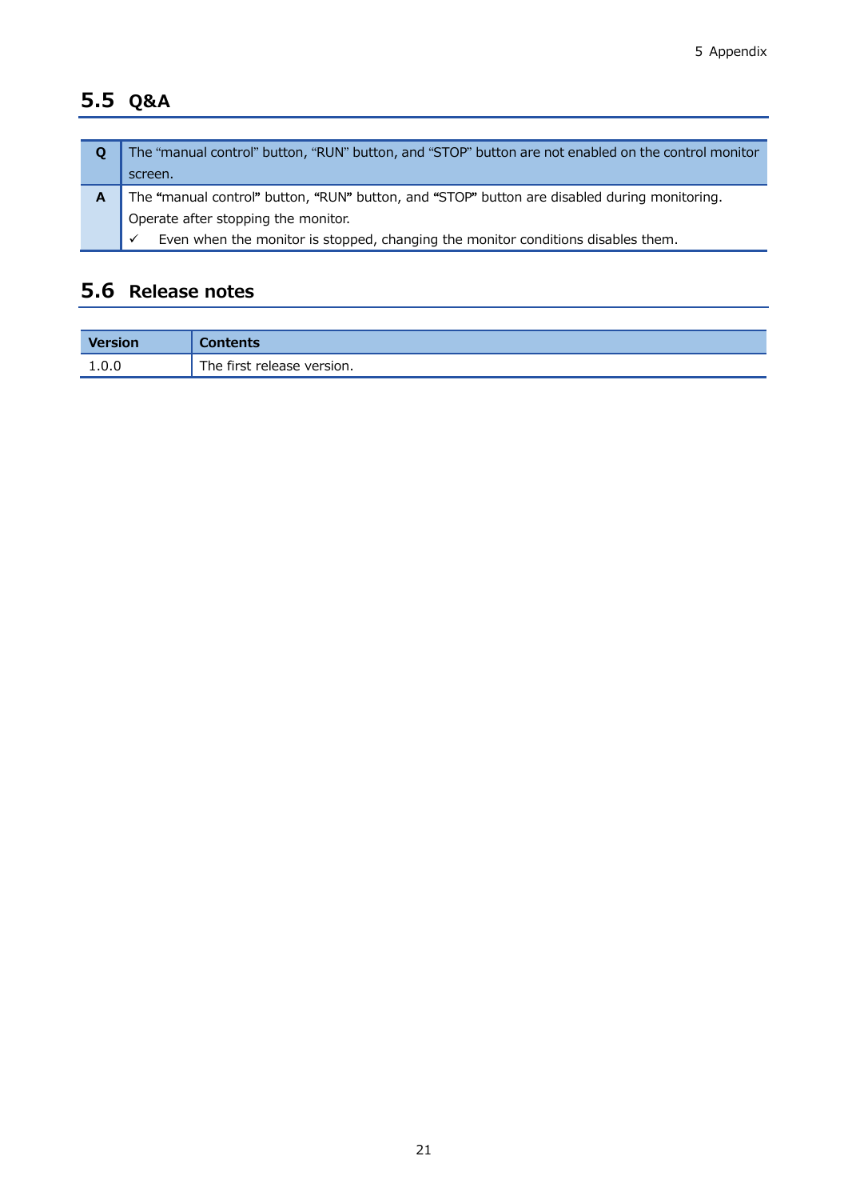## 5.5 Q&A

| | |
|---|---|
| **Q** | The “manual control” button, “RUN” button, and “STOP” button are not enabled on the control monitor screen. |
| **A** | The “manual control” button, “RUN” button, and “STOP” button are disabled during monitoring. Operate after stopping the monitor.<br>✓ Even when the monitor is stopped, changing the monitor conditions disables them. |

## 5.6 Release notes

| Version | Contents |
|---|---|
| 1.0.0 | The first release version. |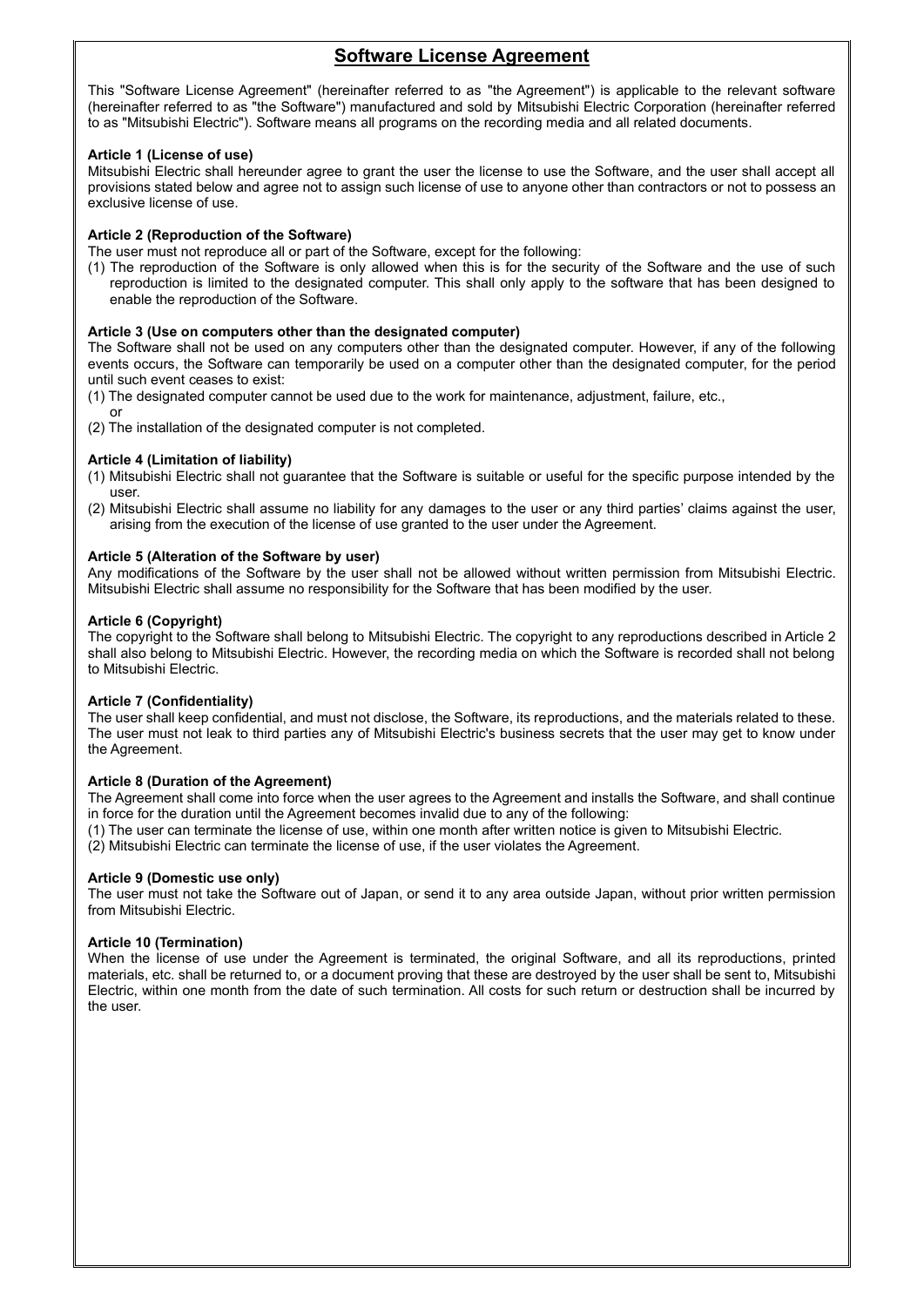# Software License Agreement

This "Software License Agreement" (hereinafter referred to as "the Agreement") is applicable to the relevant software (hereinafter referred to as "the Software") manufactured and sold by Mitsubishi Electric Corporation (hereinafter referred to as "Mitsubishi Electric"). Software means all programs on the recording media and all related documents.

**Article 1 (License of use)**

Mitsubishi Electric shall hereunder agree to grant the user the license to use the Software, and the user shall accept all provisions stated below and agree not to assign such license of use to anyone other than contractors or not to possess an exclusive license of use.

**Article 2 (Reproduction of the Software)**

The user must not reproduce all or part of the Software, except for the following:

(1) The reproduction of the Software is only allowed when this is for the security of the Software and the use of such reproduction is limited to the designated computer. This shall only apply to the software that has been designed to enable the reproduction of the Software.

**Article 3 (Use on computers other than the designated computer)**

The Software shall not be used on any computers other than the designated computer. However, if any of the following events occurs, the Software can temporarily be used on a computer other than the designated computer, for the period until such event ceases to exist:

(1) The designated computer cannot be used due to the work for maintenance, adjustment, failure, etc., or

(2) The installation of the designated computer is not completed.

**Article 4 (Limitation of liability)**

(1) Mitsubishi Electric shall not guarantee that the Software is suitable or useful for the specific purpose intended by the user.

(2) Mitsubishi Electric shall assume no liability for any damages to the user or any third parties' claims against the user, arising from the execution of the license of use granted to the user under the Agreement.

**Article 5 (Alteration of the Software by user)**

Any modifications of the Software by the user shall not be allowed without written permission from Mitsubishi Electric. Mitsubishi Electric shall assume no responsibility for the Software that has been modified by the user.

**Article 6 (Copyright)**

The copyright to the Software shall belong to Mitsubishi Electric. The copyright to any reproductions described in Article 2 shall also belong to Mitsubishi Electric. However, the recording media on which the Software is recorded shall not belong to Mitsubishi Electric.

**Article 7 (Confidentiality)**

The user shall keep confidential, and must not disclose, the Software, its reproductions, and the materials related to these. The user must not leak to third parties any of Mitsubishi Electric's business secrets that the user may get to know under the Agreement.

**Article 8 (Duration of the Agreement)**

The Agreement shall come into force when the user agrees to the Agreement and installs the Software, and shall continue in force for the duration until the Agreement becomes invalid due to any of the following:

(1) The user can terminate the license of use, within one month after written notice is given to Mitsubishi Electric.

(2) Mitsubishi Electric can terminate the license of use, if the user violates the Agreement.

**Article 9 (Domestic use only)**

The user must not take the Software out of Japan, or send it to any area outside Japan, without prior written permission from Mitsubishi Electric.

**Article 10 (Termination)**

When the license of use under the Agreement is terminated, the original Software, and all its reproductions, printed materials, etc. shall be returned to, or a document proving that these are destroyed by the user shall be sent to, Mitsubishi Electric, within one month from the date of such termination. All costs for such return or destruction shall be incurred by the user.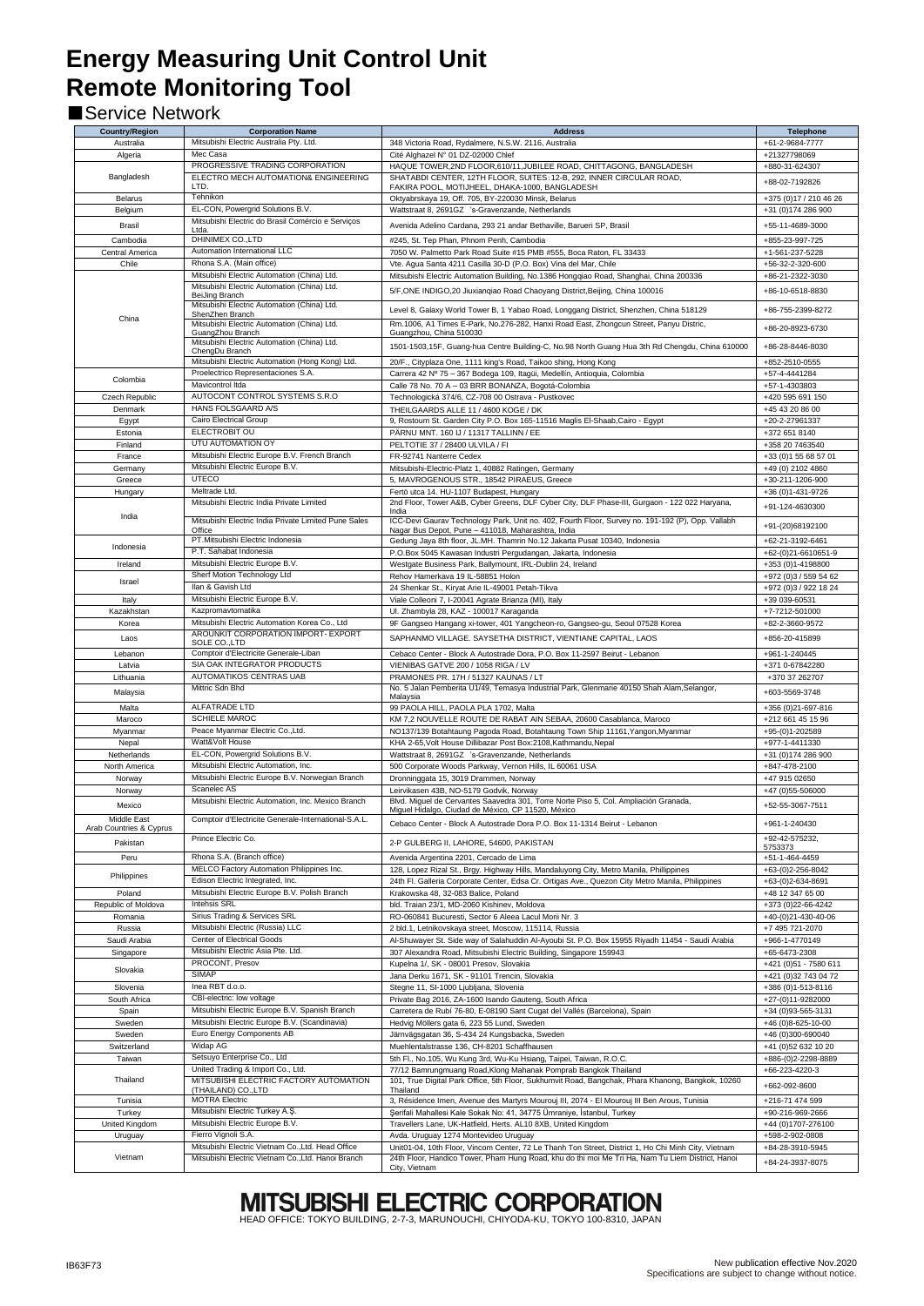# Energy Measuring Unit Control Unit
# Remote Monitoring Tool

## ■Service Network

| Country/Region | Corporation Name | Address | Telephone |
|---|---|---|---|
| Australia | Mitsubishi Electric Australia Pty. Ltd. | 348 Victoria Road, Rydalmere, N.S.W. 2116, Australia | +61-2-9684-7777 |
| Algeria | Mec Casa | Cité Alghazel N° 01 DZ-02000 Chlef | +21327798069 |
| Bangladesh | PROGRESSIVE TRADING CORPORATION | HAQUE TOWER,2ND FLOOR,610/11,JUBILEE ROAD, CHITTAGONG, BANGLADESH | +880-31-624307 |
| | ELECTRO MECH AUTOMATION& ENGINEERING LTD. | SHATABDI CENTER, 12TH FLOOR, SUITES:12-B, 292, INNER CIRCULAR ROAD, FAKIRA POOL, MOTIJHEEL, DHAKA-1000, BANGLADESH | +88-02-7192826 |
| Belarus | Tehnikon | Oktyabrskaya 19, Off. 705, BY-220030 Minsk, Belarus | +375 (0)17 / 210 46 26 |
| Belgium | EL-CON, Powergrid Solutions B.V. | Wattstraat 8, 2691GZ 's-Gravenzande, Netherlands | +31 (0)174 286 900 |
| Brasil | Mitsubishi Electric do Brasil Comércio e Serviços Ltda. | Avenida Adelino Cardana, 293 21 andar Bethaville, Barueri SP, Brasil | +55-11-4689-3000 |
| Cambodia | DHINIMEX CO.,LTD | #245, St. Tep Phan, Phnom Penh, Cambodia | +855-23-997-725 |
| Central America | Automation International LLC | 7050 W. Palmetto Park Road Suite #15 PMB #555, Boca Raton, FL 33433 | +1-561-237-5228 |
| Chile | Rhona S.A. (Main office) | Vte. Agua Santa 4211 Casilla 30-D (P.O. Box) Vina del Mar, Chile | +56-32-2-320-600 |
| China | Mitsubishi Electric Automation (China) Ltd. | Mitsubishi Electric Automation Building, No.1386 Hongqiao Road, Shanghai, China 200336 | +86-21-2322-3030 |
| | Mitsubishi Electric Automation (China) Ltd. BeiJing Branch | 5/F,ONE INDIGO,20 Jiuxianqiao Road Chaoyang District,Beijing, China 100016 | +86-10-6518-8830 |
| | Mitsubishi Electric Automation (China) Ltd. ShenZhen Branch | Level 8, Galaxy World Tower B, 1 Yabao Road, Longgang District, Shenzhen, China 518129 | +86-755-2399-8272 |
| | Mitsubishi Electric Automation (China) Ltd. GuangZhou Branch | Rm.1006, A1 Times E-Park, No.276-282, Hanxi Road East, Zhongcun Street, Panyu Distric, Guangzhou, China 510030 | +86-20-8923-6730 |
| | Mitsubishi Electric Automation (China) Ltd. ChengDu Branch | 1501-1503,15F, Guang-hua Centre Building-C, No.98 North Guang Hua 3th Rd Chengdu, China 610000 | +86-28-8446-8030 |
| | Mitsubishi Electric Automation (Hong Kong) Ltd. | 20/F., Cityplaza One, 1111 king's Road, Taikoo shing, Hong Kong | +852-2510-0555 |
| Colombia | Proelectrico Representaciones S.A. | Carrera 42 Nº 75 – 367 Bodega 109, Itagüi, Medellín, Antioquia, Colombia | +57-4-4441284 |
| | Mavicontrol ltda | Calle 78 No. 70 A – 03 BRR BONANZA, Bogotá-Colombia | +57-1-4303803 |
| Czech Republic | AUTOCONT CONTROL SYSTEMS S.R.O | Technologická 374/6, CZ-708 00 Ostrava - Pustkovec | +420 595 691 150 |
| Denmark | HANS FOLSGAARD A/S | THEILGAARDS ALLE 11 / 4600 KOGE / DK | +45 43 20 86 00 |
| Egypt | Cairo Electrical Group | 9, Rostoum St. Garden City P.O. Box 165-11516 Maglis El-Shaab,Cairo - Egypt | +20-2-27961337 |
| Estonia | ELECTROBIT OU | PÄRNU MNT. 160 IJ / 11317 TALLINN / EE | +372 651 8140 |
| Finland | UTU AUTOMATION OY | PELTOTIE 37 / 28400 ULVILA / FI | +358 20 7463540 |
| France | Mitsubishi Electric Europe B.V. French Branch | FR-92741 Nanterre Cedex | +33 (0)1 55 68 57 01 |
| Germany | Mitsubishi Electric Europe B.V. | Mitsubishi-Electric-Platz 1, 40882 Ratingen, Germany | +49 (0) 2102 4860 |
| Greece | UTECO | 5, MAVROGENOUS STR., 18542 PIRAEUS, Greece | +30-211-1206-900 |
| Hungary | Meltrade Ltd. | Fertő utca 14. HU-1107 Budapest, Hungary | +36 (0)1-431-9726 |
| India | Mitsubishi Electric India Private Limited | 2nd Floor, Tower A&B, Cyber Greens, DLF Cyber City, DLF Phase-III, Gurgaon - 122 022 Haryana, India | +91-124-4630300 |
| | Mitsubishi Electric India Private Limited Pune Sales Office | ICC-Devi Gaurav Technology Park, Unit no. 402, Fourth Floor, Survey no. 191-192 (P), Opp. Vallabh Nagar Bus Depot, Pune – 411018, Maharashtra, India | +91-(20)68192100 |
| Indonesia | PT.Mitsubishi Electric Indonesia | Gedung Jaya 8th floor, JL.MH. Thamrin No.12 Jakarta Pusat 10340, Indonesia | +62-21-3192-6461 |
| | P.T. Sahabat Indonesia | P.O.Box 5045 Kawasan Industri Pergudangan, Jakarta, Indonesia | +62-(0)21-6610651-9 |
| Ireland | Mitsubishi Electric Europe B.V. | Westgate Business Park, Ballymount, IRL-Dublin 24, Ireland | +353 (0)1-4198800 |
| Israel | Sherf Motion Technology Ltd | Rehov Hamerkava 19 IL-58851 Holon | +972 (0)3 / 559 54 62 |
| | Ilan & Gavish Ltd | 24 Shenkar St., Kiryat Arie IL-49001 Petah-Tikva | +972 (0)3 / 922 18 24 |
| Italy | Mitsubishi Electric Europe B.V. | Viale Colleoni 7, I-20041 Agrate Brianza (MI), Italy | +39 039-60531 |
| Kazakhstan | Kazpromavtomatika | Ul. Zhambyla 28, KAZ - 100017 Karaganda | +7-7212-501000 |
| Korea | Mitsubishi Electric Automation Korea Co., Ltd | 9F Gangseo Hangang xi-tower, 401 Yangcheon-ro, Gangseo-gu, Seoul 07528 Korea | +82-2-3660-9572 |
| Laos | AROUNKIT CORPORATION IMPORT- EXPORT SOLE CO.,LTD | SAPHANMO VILLAGE. SAYSETHA DISTRICT, VIENTIANE CAPITAL, LAOS | +856-20-415899 |
| Lebanon | Comptoir d'Electricite Generale-Liban | Cebaco Center - Block A Autostrade Dora, P.O. Box 11-2597 Beirut - Lebanon | +961-1-240445 |
| Latvia | SIA OAK INTEGRATOR PRODUCTS | VIENIBAS GATVE 200 / 1058 RIGA / LV | +371 0-67842280 |
| Lithuania | AUTOMATIKOS CENTRAS UAB | PRAMONES PR. 17H / 51327 KAUNAS / LT | +370 37 262707 |
| Malaysia | Mittric Sdn Bhd | No. 5 Jalan Pemberita U1/49, Temasya Industrial Park, Glenmarie 40150 Shah Alam,Selangor, Malaysia | +603-5569-3748 |
| Malta | ALFATRADE LTD | 99 PAOLA HILL, PAOLA PLA 1702, Malta | +356 (0)21-697-816 |
| Maroco | SCHIELE MAROC | KM 7,2 NOUVELLE ROUTE DE RABAT AIN SEBAA, 20600 Casablanca, Maroco | +212 661 45 15 96 |
| Myanmar | Peace Myanmar Electric Co.,Ltd. | NO137/139 Botahtaung Pagoda Road, Botahtaung Town Ship 11161,Yangon,Myanmar | +95-(0)1-202589 |
| Nepal | Watt&Volt House | KHA 2-65,Volt House Dillibazar Post Box:2108,Kathmandu,Nepal | +977-1-4411330 |
| Netherlands | EL-CON, Powergrid Solutions B.V. | Wattstraat 8, 2691GZ 's-Gravenzande, Netherlands | +31 (0)174 286 900 |
| North America | Mitsubishi Electric Automation, Inc. | 500 Corporate Woods Parkway, Vernon Hills, IL 60061 USA | +847-478-2100 |
| Norway | Mitsubishi Electric Europe B.V. Norwegian Branch | Dronninggata 15, 3019 Drammen, Norway | +47 915 02650 |
| Norway | Scanelec AS | Leirvikasen 43B, NO-5179 Godvik, Norway | +47 (0)55-506000 |
| Mexico | Mitsubishi Electric Automation, Inc. Mexico Branch | Blvd. Miguel de Cervantes Saavedra 301, Torre Norte Piso 5, Col. Ampliación Granada, Miguel Hidalgo, Ciudad de México, CP 11520, México | +52-55-3067-7511 |
| Middle East Arab Countries & Cyprus | Comptoir d'Electricite Generale-International-S.A.L. | Cebaco Center - Block A Autostrade Dora P.O. Box 11-1314 Beirut - Lebanon | +961-1-240430 |
| Pakistan | Prince Electric Co. | 2-P GULBERG II, LAHORE, 54600, PAKISTAN | +92-42-575232, 5753373 |
| Peru | Rhona S.A. (Branch office) | Avenida Argentina 2201, Cercado de Lima | +51-1-464-4459 |
| Philippines | MELCO Factory Automation Philippines Inc. | 128, Lopez Rizal St., Brgy. Highway Hills, Mandaluyong City, Metro Manila, Phillippines | +63-(0)2-256-8042 |
| | Edison Electric Integrated, Inc. | 24th Fl. Galleria Corporate Center, Edsa Cr. Ortigas Ave., Quezon City Metro Manila, Philippines | +63-(0)2-634-8691 |
| Poland | Mitsubishi Electric Europe B.V. Polish Branch | Krakowska 48, 32-083 Balice, Poland | +48 12 347 65 00 |
| Republic of Moldova | Intehsis SRL | bld. Traian 23/1, MD-2060 Kishinev, Moldova | +373 (0)22-66-4242 |
| Romania | Sirius Trading & Services SRL | RO-060841 Bucuresti, Sector 6 Aleea Lacul Morii Nr. 3 | +40-(0)21-430-40-06 |
| Russia | Mitsubishi Electric (Russia) LLC | 2 bld.1, Letnikovskaya street, Moscow, 115114, Russia | +7 495 721-2070 |
| Saudi Arabia | Center of Electrical Goods | Al-Shuwayer St. Side way of Salahuddin Al-Ayoubi St. P.O. Box 15955 Riyadh 11454 - Saudi Arabia | +966-1-4770149 |
| Singapore | Mitsubishi Electric Asia Pte. Ltd. | 307 Alexandra Road, Mitsubishi Electric Building, Singapore 159943 | +65-6473-2308 |
| Slovakia | PROCONT, Presov | Kupelna 1/, SK - 08001 Presov, Slovakia | +421 (0)51 - 7580 611 |
| | SIMAP | Jana Derku 1671, SK - 91101 Trencin, Slovakia | +421 (0)32 743 04 72 |
| Slovenia | Inea RBT d.o.o. | Stegne 11, SI-1000 Ljubljana, Slovenia | +386 (0)1-513-8116 |
| South Africa | CBI-electric: low voltage | Private Bag 2016, ZA-1600 Isando Gauteng, South Africa | +27-(0)11-9282000 |
| Spain | Mitsubishi Electric Europe B.V. Spanish Branch | Carretera de Rubí 76-80, E-08190 Sant Cugat del Vallés (Barcelona), Spain | +34 (0)93-565-3131 |
| Sweden | Mitsubishi Electric Europe B.V. (Scandinavia) | Hedvig Möllers gata 6, 223 55 Lund, Sweden | +46 (0)8-625-10-00 |
| Sweden | Euro Energy Components AB | Järnvägsgatan 36, S-434 24 Kungsbacka, Sweden | +46 (0)300-690040 |
| Switzerland | Widap AG | Muehlentalstrasse 136, CH-8201 Schaffhausen | +41 (0)52 632 10 20 |
| Taiwan | Setsuyo Enterprise Co., Ltd | 5th Fl., No.105, Wu Kung 3rd, Wu-Ku Hsiang, Taipei, Taiwan, R.O.C. | +886-(0)2-2298-8889 |
| Thailand | United Trading & Import Co., Ltd. | 77/12 Bamrungmuang Road,Klong Mahanak Pomprab Bangkok Thailand | +66-223-4220-3 |
| | MITSUBISHI ELECTRIC FACTORY AUTOMATION (THAILAND) CO.,LTD | 101, True Digital Park Office, 5th Floor, Sukhumvit Road, Bangchak, Phara Khanong, Bangkok, 10260 Thailand | +662-092-8600 |
| Tunisia | MOTRA Electric | 3, Résidence Imen, Avenue des Martyrs Mourouj III, 2074 - El Mourouj III Ben Arous, Tunisia | +216-71 474 599 |
| Turkey | Mitsubishi Electric Turkey A.Ş. | Şerifali Mahallesi Kale Sokak No: 41, 34775 Ümraniye, İstanbul, Turkey | +90-216-969-2666 |
| United Kingdom | Mitsubishi Electric Europe B.V. | Travellers Lane, UK-Hatfield, Herts. AL10 8XB, United Kingdom | +44 (0)1707-276100 |
| Uruguay | Fierro Vignoli S.A. | Avda. Uruguay 1274 Montevideo Uruguay | +598-2-902-0808 |
| Vietnam | Mitsubishi Electric Vietnam Co.,Ltd. Head Office | Unit01-04, 10th Floor, Vincom Center, 72 Le Thanh Ton Street, District 1, Ho Chi Minh City, Vietnam | +84-28-3910-5945 |
| | Mitsubishi Electric Vietnam Co.,Ltd. Hanoi Branch | 24th Floor, Handico Tower, Pham Hung Road, khu do thi moi Me Tri Ha, Nam Tu Liem District, Hanoi City, Vietnam | +84-24-3937-8075 |

**MITSUBISHI ELECTRIC CORPORATION**

HEAD OFFICE: TOKYO BUILDING, 2-7-3, MARUNOUCHI, CHIYODA-KU, TOKYO 100-8310, JAPAN

IB63F73

New publication effective Nov.2020
Specifications are subject to change without notice.